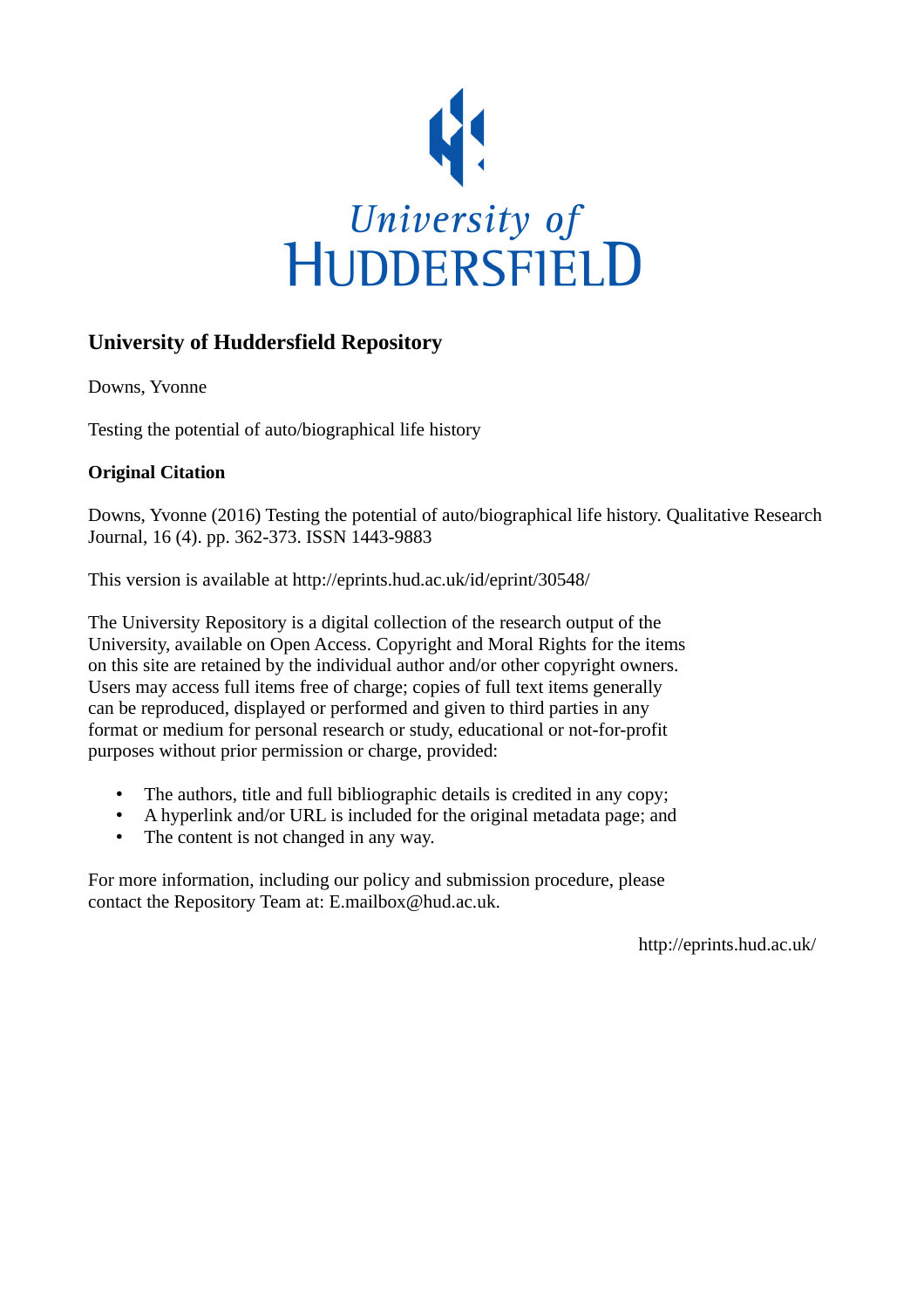University of
HUDDERSFIELD

## University of Huddersfield Repository

Downs, Yvonne

Testing the potential of auto/biographical life history

**Original Citation**

Downs, Yvonne (2016) Testing the potential of auto/biographical life history. Qualitative Research Journal, 16 (4). pp. 362-373. ISSN 1443-9883

This version is available at http://eprints.hud.ac.uk/id/eprint/30548/

The University Repository is a digital collection of the research output of the University, available on Open Access. Copyright and Moral Rights for the items on this site are retained by the individual author and/or other copyright owners. Users may access full items free of charge; copies of full text items generally can be reproduced, displayed or performed and given to third parties in any format or medium for personal research or study, educational or not-for-profit purposes without prior permission or charge, provided:

- The authors, title and full bibliographic details is credited in any copy;
- A hyperlink and/or URL is included for the original metadata page; and
- The content is not changed in any way.

For more information, including our policy and submission procedure, please contact the Repository Team at: E.mailbox@hud.ac.uk.

http://eprints.hud.ac.uk/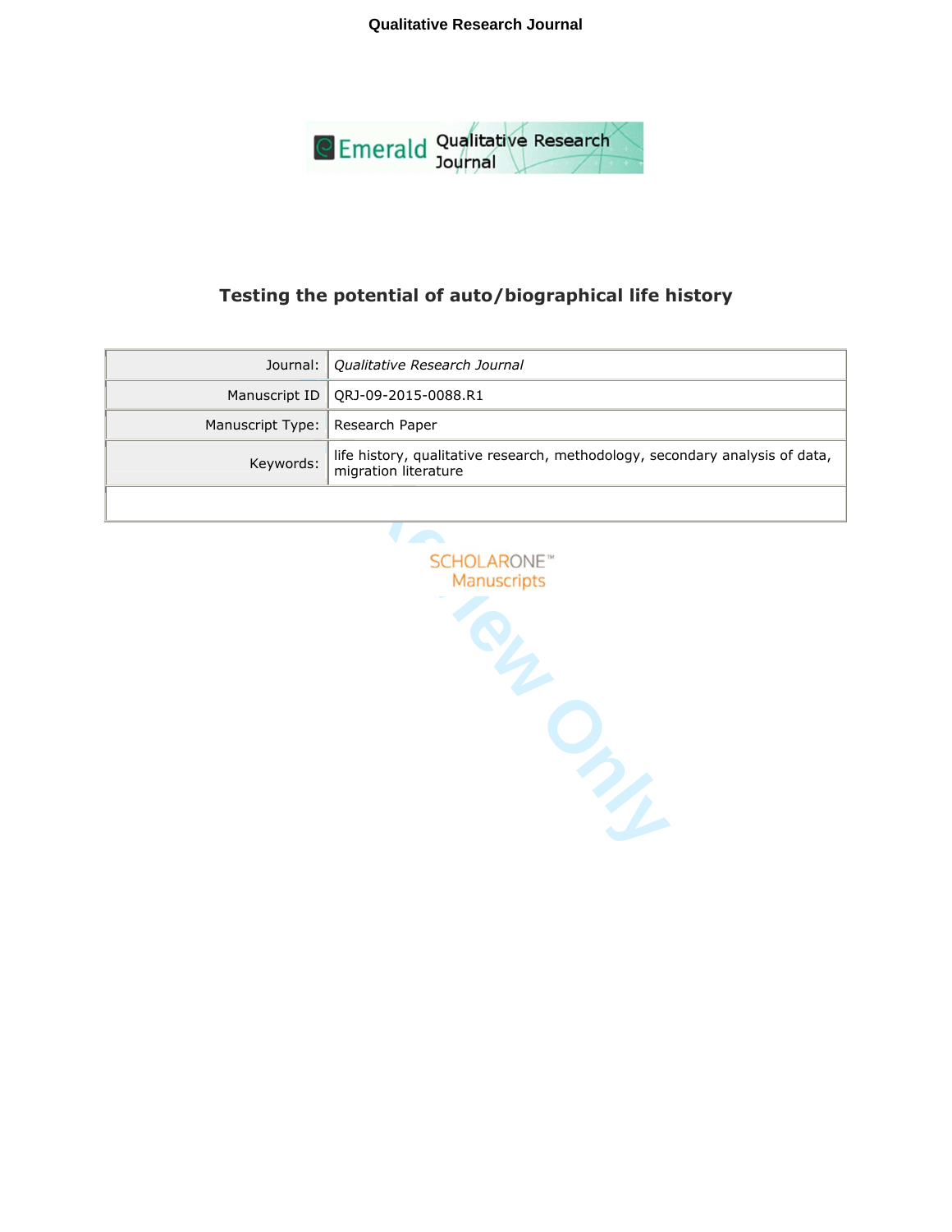# Testing the potential of auto/biographical life history

| Journal: | *Qualitative Research Journal* |
| --- | --- |
| Manuscript ID | QRJ-09-2015-0088.R1 |
| Manuscript Type: | Research Paper |
| Keywords: | life history, qualitative research, methodology, secondary analysis of data, migration literature |
| | |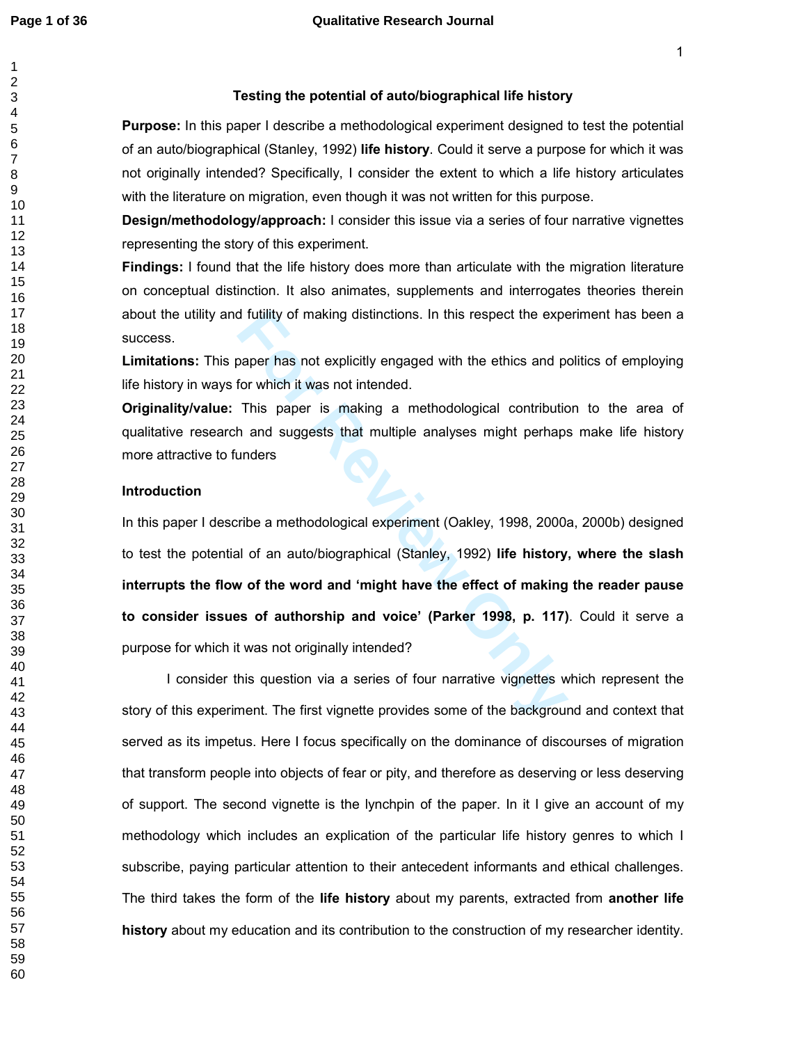# Testing the potential of auto/biographical life history

**Purpose:** In this paper I describe a methodological experiment designed to test the potential of an auto/biographical (Stanley, 1992) **life history**. Could it serve a purpose for which it was not originally intended? Specifically, I consider the extent to which a life history articulates with the literature on migration, even though it was not written for this purpose.

**Design/methodology/approach:** I consider this issue via a series of four narrative vignettes representing the story of this experiment.

**Findings:** I found that the life history does more than articulate with the migration literature on conceptual distinction. It also animates, supplements and interrogates theories therein about the utility and futility of making distinctions. In this respect the experiment has been a success.

**Limitations:** This paper has not explicitly engaged with the ethics and politics of employing life history in ways for which it was not intended.

**Originality/value:** This paper is making a methodological contribution to the area of qualitative research and suggests that multiple analyses might perhaps make life history more attractive to funders

## Introduction

In this paper I describe a methodological experiment (Oakley, 1998, 2000a, 2000b) designed to test the potential of an auto/biographical (Stanley, 1992) **life history, where the slash interrupts the flow of the word and 'might have the effect of making the reader pause to consider issues of authorship and voice' (Parker 1998, p. 117)**. Could it serve a purpose for which it was not originally intended?

I consider this question via a series of four narrative vignettes which represent the story of this experiment. The first vignette provides some of the background and context that served as its impetus. Here I focus specifically on the dominance of discourses of migration that transform people into objects of fear or pity, and therefore as deserving or less deserving of support. The second vignette is the lynchpin of the paper. In it I give an account of my methodology which includes an explication of the particular life history genres to which I subscribe, paying particular attention to their antecedent informants and ethical challenges. The third takes the form of the **life history** about my parents, extracted from **another life history** about my education and its contribution to the construction of my researcher identity.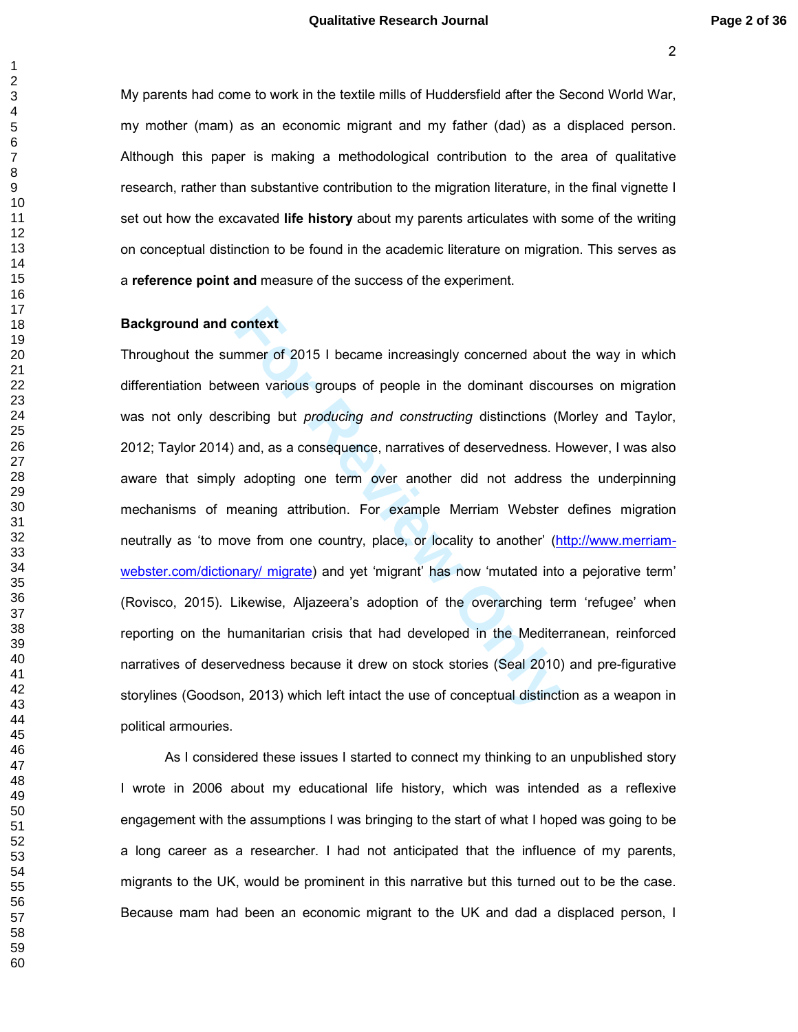My parents had come to work in the textile mills of Huddersfield after the Second World War, my mother (mam) as an economic migrant and my father (dad) as a displaced person. Although this paper is making a methodological contribution to the area of qualitative research, rather than substantive contribution to the migration literature, in the final vignette I set out how the excavated **life history** about my parents articulates with some of the writing on conceptual distinction to be found in the academic literature on migration. This serves as a **reference point and** measure of the success of the experiment.

**Background and context**

Throughout the summer of 2015 I became increasingly concerned about the way in which differentiation between various groups of people in the dominant discourses on migration was not only describing but *producing and constructing* distinctions (Morley and Taylor, 2012; Taylor 2014) and, as a consequence, narratives of deservedness. However, I was also aware that simply adopting one term over another did not address the underpinning mechanisms of meaning attribution. For example Merriam Webster defines migration neutrally as 'to move from one country, place, or locality to another' (http://www.merriam-webster.com/dictionary/ migrate) and yet 'migrant' has now 'mutated into a pejorative term' (Rovisco, 2015). Likewise, Aljazeera's adoption of the overarching term 'refugee' when reporting on the humanitarian crisis that had developed in the Mediterranean, reinforced narratives of deservedness because it drew on stock stories (Seal 2010) and pre-figurative storylines (Goodson, 2013) which left intact the use of conceptual distinction as a weapon in political armouries.

As I considered these issues I started to connect my thinking to an unpublished story I wrote in 2006 about my educational life history, which was intended as a reflexive engagement with the assumptions I was bringing to the start of what I hoped was going to be a long career as a researcher. I had not anticipated that the influence of my parents, migrants to the UK, would be prominent in this narrative but this turned out to be the case. Because mam had been an economic migrant to the UK and dad a displaced person, I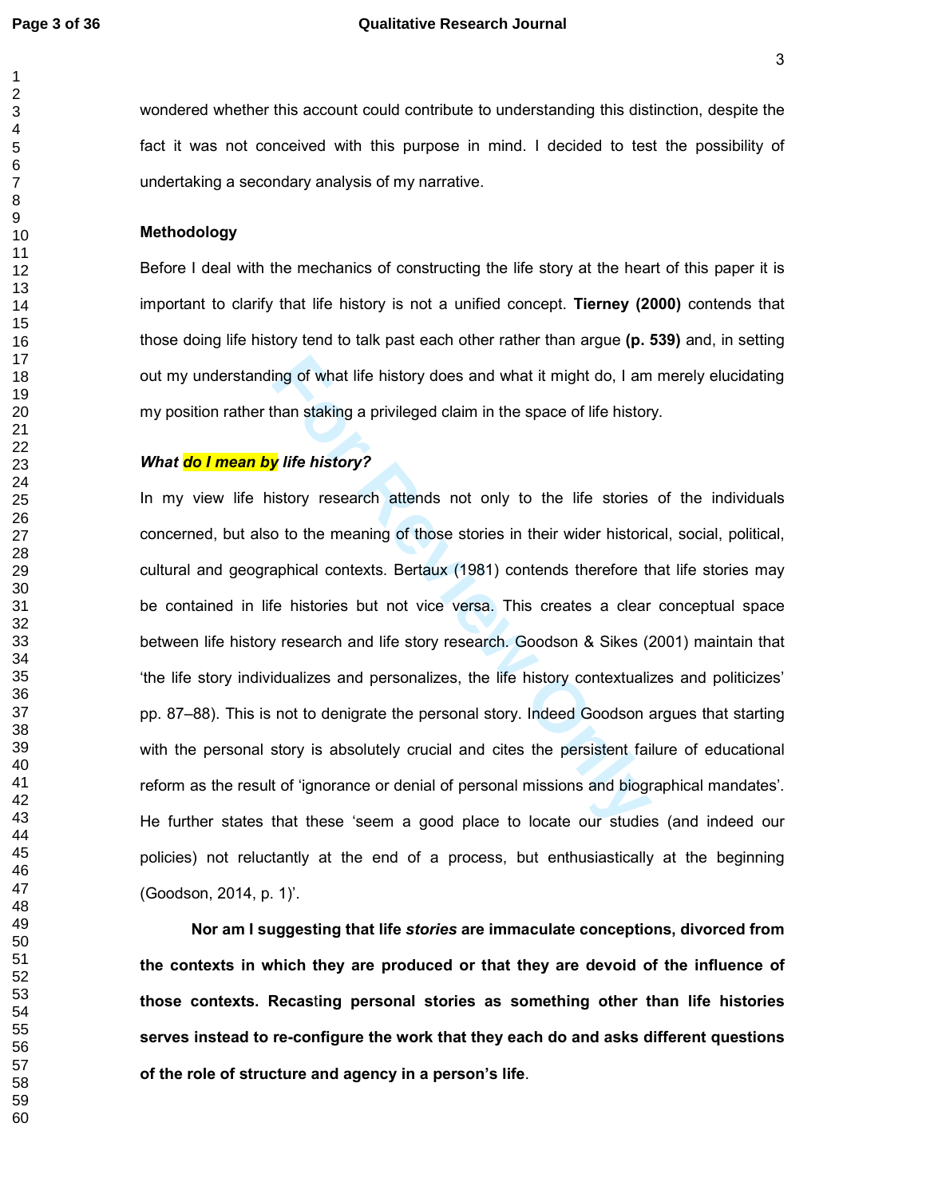wondered whether this account could contribute to understanding this distinction, despite the fact it was not conceived with this purpose in mind. I decided to test the possibility of undertaking a secondary analysis of my narrative.

## Methodology

Before I deal with the mechanics of constructing the life story at the heart of this paper it is important to clarify that life history is not a unified concept. **Tierney (2000)** contends that those doing life history tend to talk past each other rather than argue **(p. 539)** and, in setting out my understanding of what life history does and what it might do, I am merely elucidating my position rather than staking a privileged claim in the space of life history.

### *What do I mean by life history?*

In my view life history research attends not only to the life stories of the individuals concerned, but also to the meaning of those stories in their wider historical, social, political, cultural and geographical contexts. Bertaux (1981) contends therefore that life stories may be contained in life histories but not vice versa. This creates a clear conceptual space between life history research and life story research. Goodson & Sikes (2001) maintain that 'the life story individualizes and personalizes, the life history contextualizes and politicizes' pp. 87–88). This is not to denigrate the personal story. Indeed Goodson argues that starting with the personal story is absolutely crucial and cites the persistent failure of educational reform as the result of 'ignorance or denial of personal missions and biographical mandates'. He further states that these 'seem a good place to locate our studies (and indeed our policies) not reluctantly at the end of a process, but enthusiastically at the beginning (Goodson, 2014, p. 1)'.

**Nor am I suggesting that life *stories* are immaculate conceptions, divorced from the contexts in which they are produced or that they are devoid of the influence of those contexts. Recasting personal stories as something other than life histories serves instead to re-configure the work that they each do and asks different questions of the role of structure and agency in a person's life**.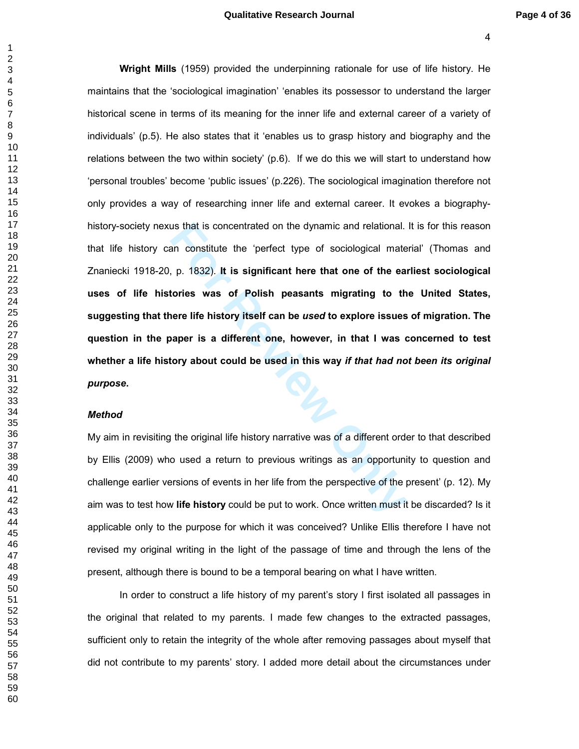**Wright Mills** (1959) provided the underpinning rationale for use of life history. He maintains that the 'sociological imagination' 'enables its possessor to understand the larger historical scene in terms of its meaning for the inner life and external career of a variety of individuals' (p.5). He also states that it 'enables us to grasp history and biography and the relations between the two within society' (p.6). If we do this we will start to understand how 'personal troubles' become 'public issues' (p.226). The sociological imagination therefore not only provides a way of researching inner life and external career. It evokes a biography-history-society nexus that is concentrated on the dynamic and relational. It is for this reason that life history can constitute the 'perfect type of sociological material' (Thomas and Znaniecki 1918-20, p. 1832). **It is significant here that one of the earliest sociological uses of life histories was of Polish peasants migrating to the United States, suggesting that there life history itself can be *used* to explore issues of migration. The question in the paper is a different one, however, in that I was concerned to test whether a life history about could be used in this way *if that had not been its original purpose*.**

***Method***

My aim in revisiting the original life history narrative was of a different order to that described by Ellis (2009) who used a return to previous writings as an opportunity to question and challenge earlier versions of events in her life from the perspective of the present' (p. 12). My aim was to test how **life history** could be put to work. Once written must it be discarded? Is it applicable only to the purpose for which it was conceived? Unlike Ellis therefore I have not revised my original writing in the light of the passage of time and through the lens of the present, although there is bound to be a temporal bearing on what I have written.

In order to construct a life history of my parent's story I first isolated all passages in the original that related to my parents. I made few changes to the extracted passages, sufficient only to retain the integrity of the whole after removing passages about myself that did not contribute to my parents' story. I added more detail about the circumstances under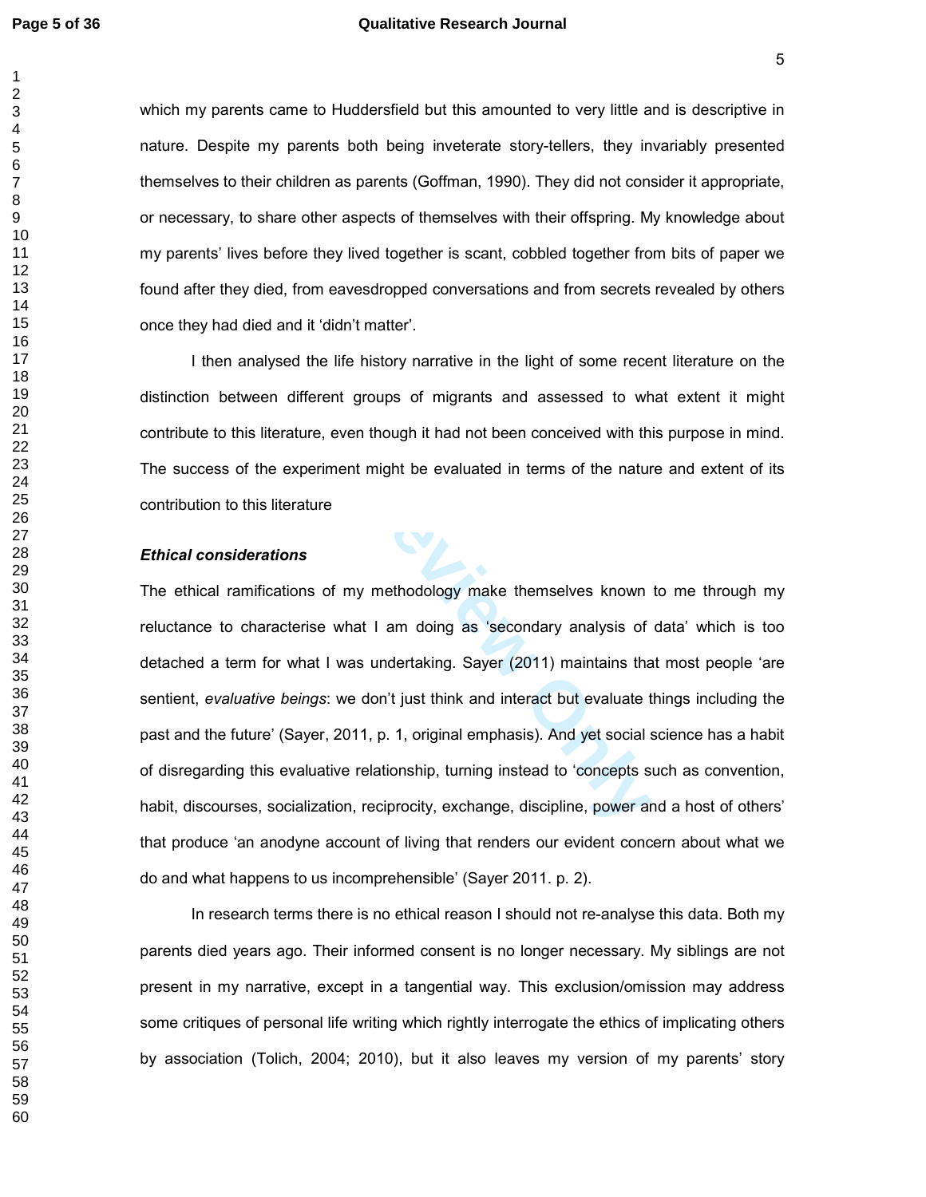which my parents came to Huddersfield but this amounted to very little and is descriptive in nature. Despite my parents both being inveterate story-tellers, they invariably presented themselves to their children as parents (Goffman, 1990). They did not consider it appropriate, or necessary, to share other aspects of themselves with their offspring. My knowledge about my parents' lives before they lived together is scant, cobbled together from bits of paper we found after they died, from eavesdropped conversations and from secrets revealed by others once they had died and it 'didn't matter'.

I then analysed the life history narrative in the light of some recent literature on the distinction between different groups of migrants and assessed to what extent it might contribute to this literature, even though it had not been conceived with this purpose in mind. The success of the experiment might be evaluated in terms of the nature and extent of its contribution to this literature

### *Ethical considerations*

The ethical ramifications of my methodology make themselves known to me through my reluctance to characterise what I am doing as 'secondary analysis of data' which is too detached a term for what I was undertaking. Sayer (2011) maintains that most people 'are sentient, *evaluative beings*: we don't just think and interact but evaluate things including the past and the future' (Sayer, 2011, p. 1, original emphasis). And yet social science has a habit of disregarding this evaluative relationship, turning instead to 'concepts such as convention, habit, discourses, socialization, reciprocity, exchange, discipline, power and a host of others' that produce 'an anodyne account of living that renders our evident concern about what we do and what happens to us incomprehensible' (Sayer 2011. p. 2).

In research terms there is no ethical reason I should not re-analyse this data. Both my parents died years ago. Their informed consent is no longer necessary. My siblings are not present in my narrative, except in a tangential way. This exclusion/omission may address some critiques of personal life writing which rightly interrogate the ethics of implicating others by association (Tolich, 2004; 2010), but it also leaves my version of my parents' story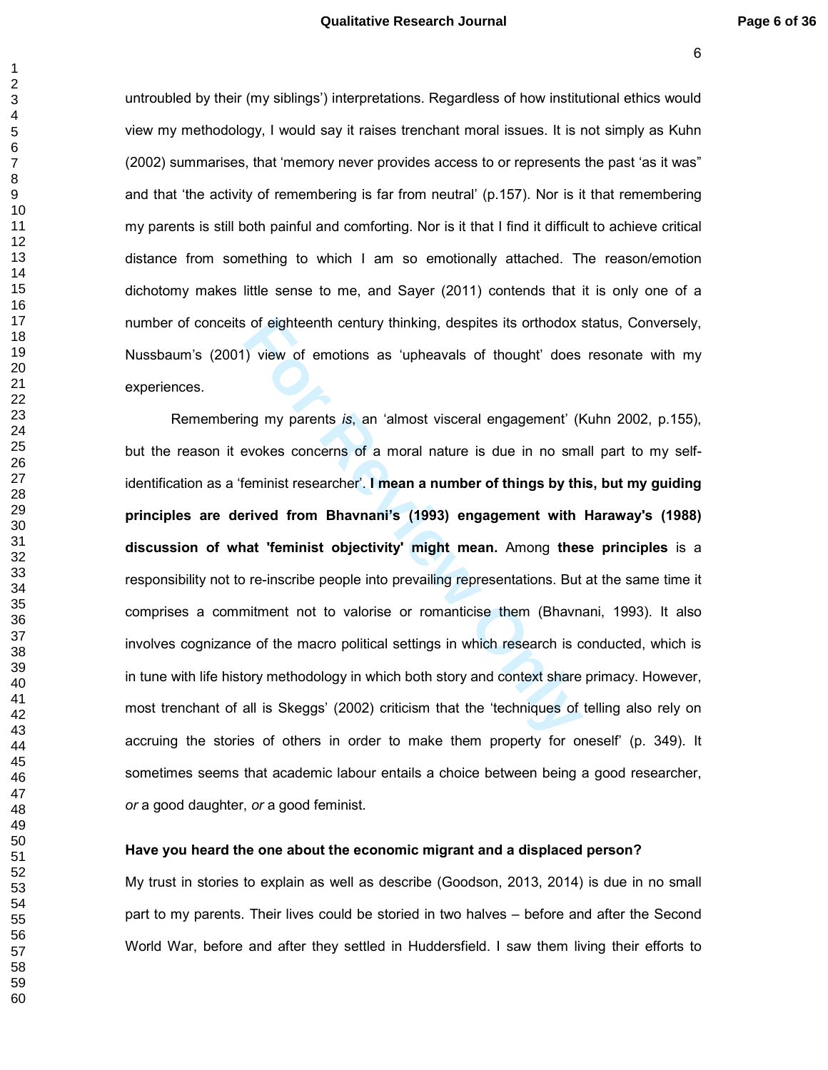untroubled by their (my siblings') interpretations. Regardless of how institutional ethics would view my methodology, I would say it raises trenchant moral issues. It is not simply as Kuhn (2002) summarises, that 'memory never provides access to or represents the past 'as it was" and that 'the activity of remembering is far from neutral' (p.157). Nor is it that remembering my parents is still both painful and comforting. Nor is it that I find it difficult to achieve critical distance from something to which I am so emotionally attached. The reason/emotion dichotomy makes little sense to me, and Sayer (2011) contends that it is only one of a number of conceits of eighteenth century thinking, despites its orthodox status, Conversely, Nussbaum's (2001) view of emotions as 'upheavals of thought' does resonate with my experiences.

Remembering my parents *is*, an 'almost visceral engagement' (Kuhn 2002, p.155), but the reason it evokes concerns of a moral nature is due in no small part to my self-identification as a 'feminist researcher'. **I mean a number of things by this, but my guiding principles are derived from Bhavnani's (1993) engagement with Haraway's (1988) discussion of what 'feminist objectivity' might mean.** Among **these principles** is a responsibility not to re-inscribe people into prevailing representations. But at the same time it comprises a commitment not to valorise or romanticise them (Bhavnani, 1993). It also involves cognizance of the macro political settings in which research is conducted, which is in tune with life history methodology in which both story and context share primacy. However, most trenchant of all is Skeggs' (2002) criticism that the 'techniques of telling also rely on accruing the stories of others in order to make them property for oneself' (p. 349). It sometimes seems that academic labour entails a choice between being a good researcher, *or* a good daughter, *or* a good feminist.

**Have you heard the one about the economic migrant and a displaced person?**

My trust in stories to explain as well as describe (Goodson, 2013, 2014) is due in no small part to my parents. Their lives could be storied in two halves – before and after the Second World War, before and after they settled in Huddersfield. I saw them living their efforts to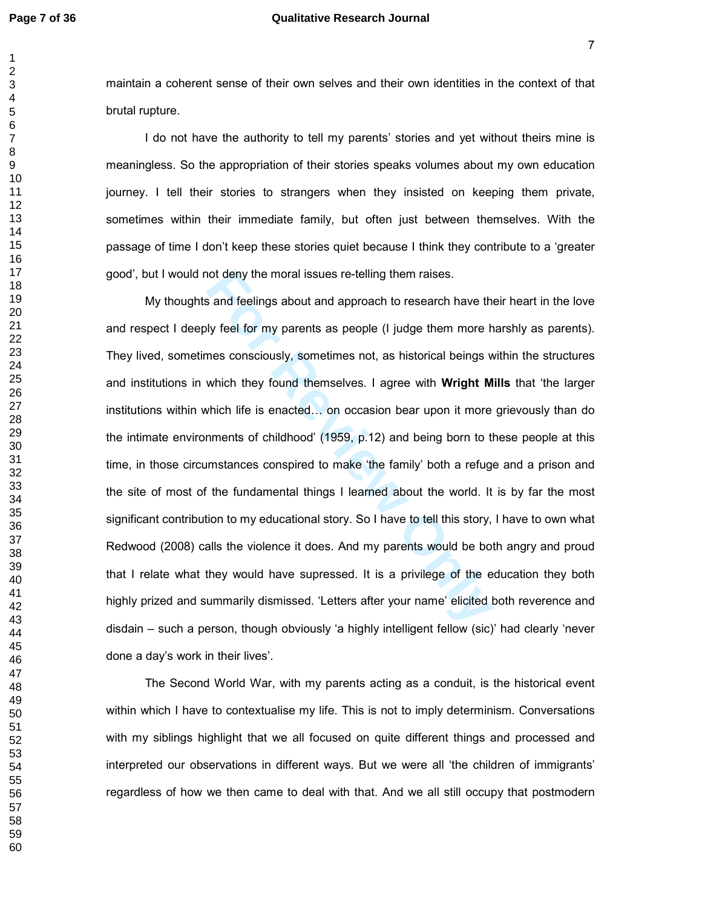maintain a coherent sense of their own selves and their own identities in the context of that brutal rupture.

I do not have the authority to tell my parents' stories and yet without theirs mine is meaningless. So the appropriation of their stories speaks volumes about my own education journey. I tell their stories to strangers when they insisted on keeping them private, sometimes within their immediate family, but often just between themselves. With the passage of time I don't keep these stories quiet because I think they contribute to a 'greater good', but I would not deny the moral issues re-telling them raises.

My thoughts and feelings about and approach to research have their heart in the love and respect I deeply feel for my parents as people (I judge them more harshly as parents). They lived, sometimes consciously, sometimes not, as historical beings within the structures and institutions in which they found themselves. I agree with **Wright Mills** that 'the larger institutions within which life is enacted… on occasion bear upon it more grievously than do the intimate environments of childhood' (1959, p.12) and being born to these people at this time, in those circumstances conspired to make 'the family' both a refuge and a prison and the site of most of the fundamental things I learned about the world. It is by far the most significant contribution to my educational story. So I have to tell this story, I have to own what Redwood (2008) calls the violence it does. And my parents would be both angry and proud that I relate what they would have supressed. It is a privilege of the education they both highly prized and summarily dismissed. 'Letters after your name' elicited both reverence and disdain – such a person, though obviously 'a highly intelligent fellow (sic)' had clearly 'never done a day's work in their lives'.

The Second World War, with my parents acting as a conduit, is the historical event within which I have to contextualise my life. This is not to imply determinism. Conversations with my siblings highlight that we all focused on quite different things and processed and interpreted our observations in different ways. But we were all 'the children of immigrants' regardless of how we then came to deal with that. And we all still occupy that postmodern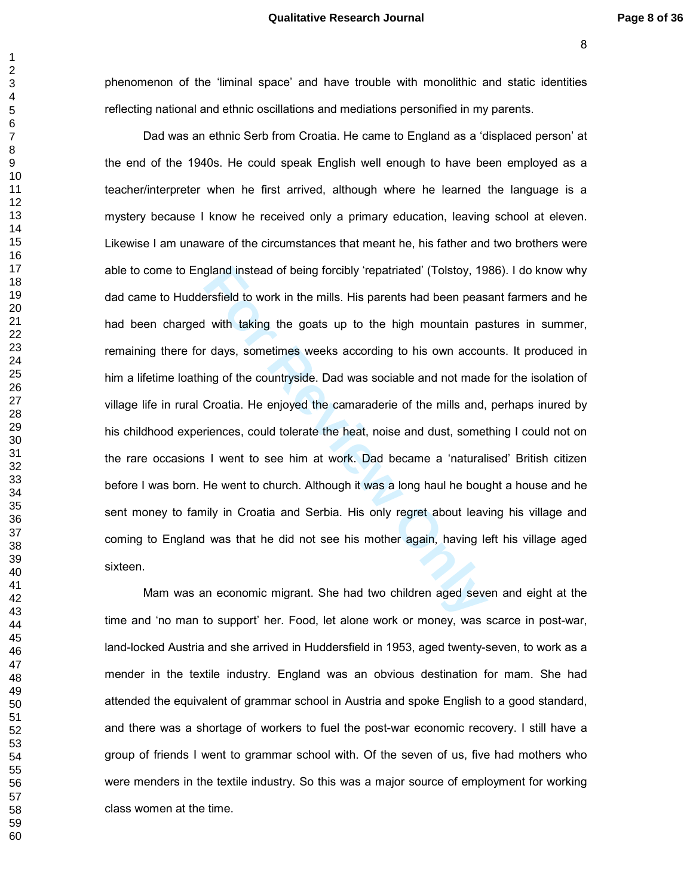phenomenon of the 'liminal space' and have trouble with monolithic and static identities reflecting national and ethnic oscillations and mediations personified in my parents.

Dad was an ethnic Serb from Croatia. He came to England as a 'displaced person' at the end of the 1940s. He could speak English well enough to have been employed as a teacher/interpreter when he first arrived, although where he learned the language is a mystery because I know he received only a primary education, leaving school at eleven. Likewise I am unaware of the circumstances that meant he, his father and two brothers were able to come to England instead of being forcibly 'repatriated' (Tolstoy, 1986). I do know why dad came to Huddersfield to work in the mills. His parents had been peasant farmers and he had been charged with taking the goats up to the high mountain pastures in summer, remaining there for days, sometimes weeks according to his own accounts. It produced in him a lifetime loathing of the countryside. Dad was sociable and not made for the isolation of village life in rural Croatia. He enjoyed the camaraderie of the mills and, perhaps inured by his childhood experiences, could tolerate the heat, noise and dust, something I could not on the rare occasions I went to see him at work. Dad became a 'naturalised' British citizen before I was born. He went to church. Although it was a long haul he bought a house and he sent money to family in Croatia and Serbia. His only regret about leaving his village and coming to England was that he did not see his mother again, having left his village aged sixteen.

Mam was an economic migrant. She had two children aged seven and eight at the time and 'no man to support' her. Food, let alone work or money, was scarce in post-war, land-locked Austria and she arrived in Huddersfield in 1953, aged twenty-seven, to work as a mender in the textile industry. England was an obvious destination for mam. She had attended the equivalent of grammar school in Austria and spoke English to a good standard, and there was a shortage of workers to fuel the post-war economic recovery. I still have a group of friends I went to grammar school with. Of the seven of us, five had mothers who were menders in the textile industry. So this was a major source of employment for working class women at the time.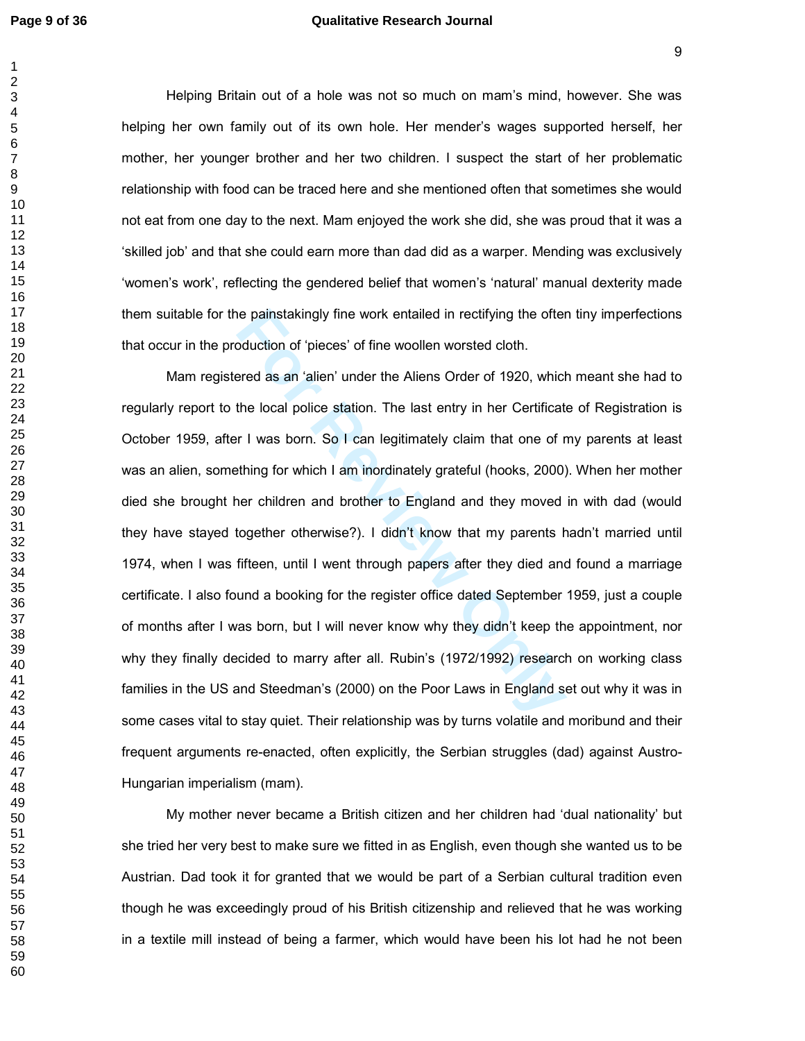Helping Britain out of a hole was not so much on mam's mind, however. She was helping her own family out of its own hole. Her mender's wages supported herself, her mother, her younger brother and her two children. I suspect the start of her problematic relationship with food can be traced here and she mentioned often that sometimes she would not eat from one day to the next. Mam enjoyed the work she did, she was proud that it was a 'skilled job' and that she could earn more than dad did as a warper. Mending was exclusively 'women's work', reflecting the gendered belief that women's 'natural' manual dexterity made them suitable for the painstakingly fine work entailed in rectifying the often tiny imperfections that occur in the production of 'pieces' of fine woollen worsted cloth.

Mam registered as an 'alien' under the Aliens Order of 1920, which meant she had to regularly report to the local police station. The last entry in her Certificate of Registration is October 1959, after I was born. So I can legitimately claim that one of my parents at least was an alien, something for which I am inordinately grateful (hooks, 2000). When her mother died she brought her children and brother to England and they moved in with dad (would they have stayed together otherwise?). I didn't know that my parents hadn't married until 1974, when I was fifteen, until I went through papers after they died and found a marriage certificate. I also found a booking for the register office dated September 1959, just a couple of months after I was born, but I will never know why they didn't keep the appointment, nor why they finally decided to marry after all. Rubin's (1972/1992) research on working class families in the US and Steedman's (2000) on the Poor Laws in England set out why it was in some cases vital to stay quiet. Their relationship was by turns volatile and moribund and their frequent arguments re-enacted, often explicitly, the Serbian struggles (dad) against Austro-Hungarian imperialism (mam).

My mother never became a British citizen and her children had 'dual nationality' but she tried her very best to make sure we fitted in as English, even though she wanted us to be Austrian. Dad took it for granted that we would be part of a Serbian cultural tradition even though he was exceedingly proud of his British citizenship and relieved that he was working in a textile mill instead of being a farmer, which would have been his lot had he not been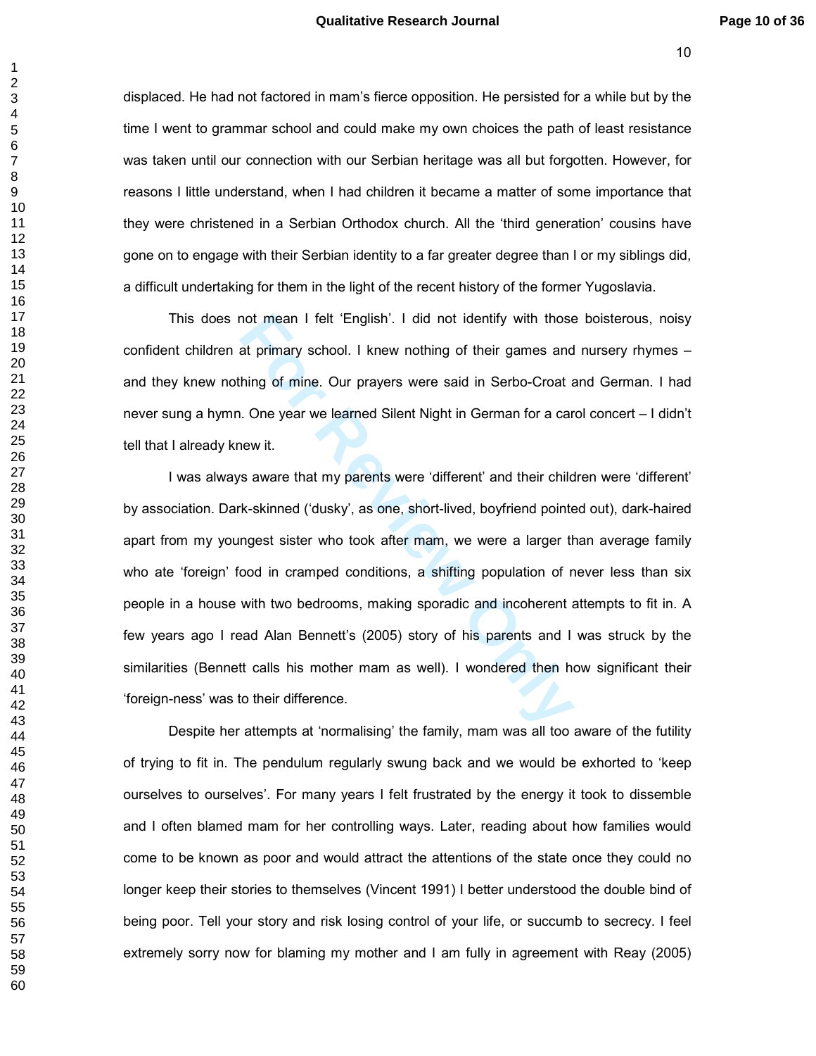displaced. He had not factored in mam's fierce opposition. He persisted for a while but by the time I went to grammar school and could make my own choices the path of least resistance was taken until our connection with our Serbian heritage was all but forgotten. However, for reasons I little understand, when I had children it became a matter of some importance that they were christened in a Serbian Orthodox church. All the 'third generation' cousins have gone on to engage with their Serbian identity to a far greater degree than I or my siblings did, a difficult undertaking for them in the light of the recent history of the former Yugoslavia.

This does not mean I felt 'English'. I did not identify with those boisterous, noisy confident children at primary school. I knew nothing of their games and nursery rhymes – and they knew nothing of mine. Our prayers were said in Serbo-Croat and German. I had never sung a hymn. One year we learned Silent Night in German for a carol concert – I didn't tell that I already knew it.

I was always aware that my parents were 'different' and their children were 'different' by association. Dark-skinned ('dusky', as one, short-lived, boyfriend pointed out), dark-haired apart from my youngest sister who took after mam, we were a larger than average family who ate 'foreign' food in cramped conditions, a shifting population of never less than six people in a house with two bedrooms, making sporadic and incoherent attempts to fit in. A few years ago I read Alan Bennett's (2005) story of his parents and I was struck by the similarities (Bennett calls his mother mam as well). I wondered then how significant their 'foreign-ness' was to their difference.

Despite her attempts at 'normalising' the family, mam was all too aware of the futility of trying to fit in. The pendulum regularly swung back and we would be exhorted to 'keep ourselves to ourselves'. For many years I felt frustrated by the energy it took to dissemble and I often blamed mam for her controlling ways. Later, reading about how families would come to be known as poor and would attract the attentions of the state once they could no longer keep their stories to themselves (Vincent 1991) I better understood the double bind of being poor. Tell your story and risk losing control of your life, or succumb to secrecy. I feel extremely sorry now for blaming my mother and I am fully in agreement with Reay (2005)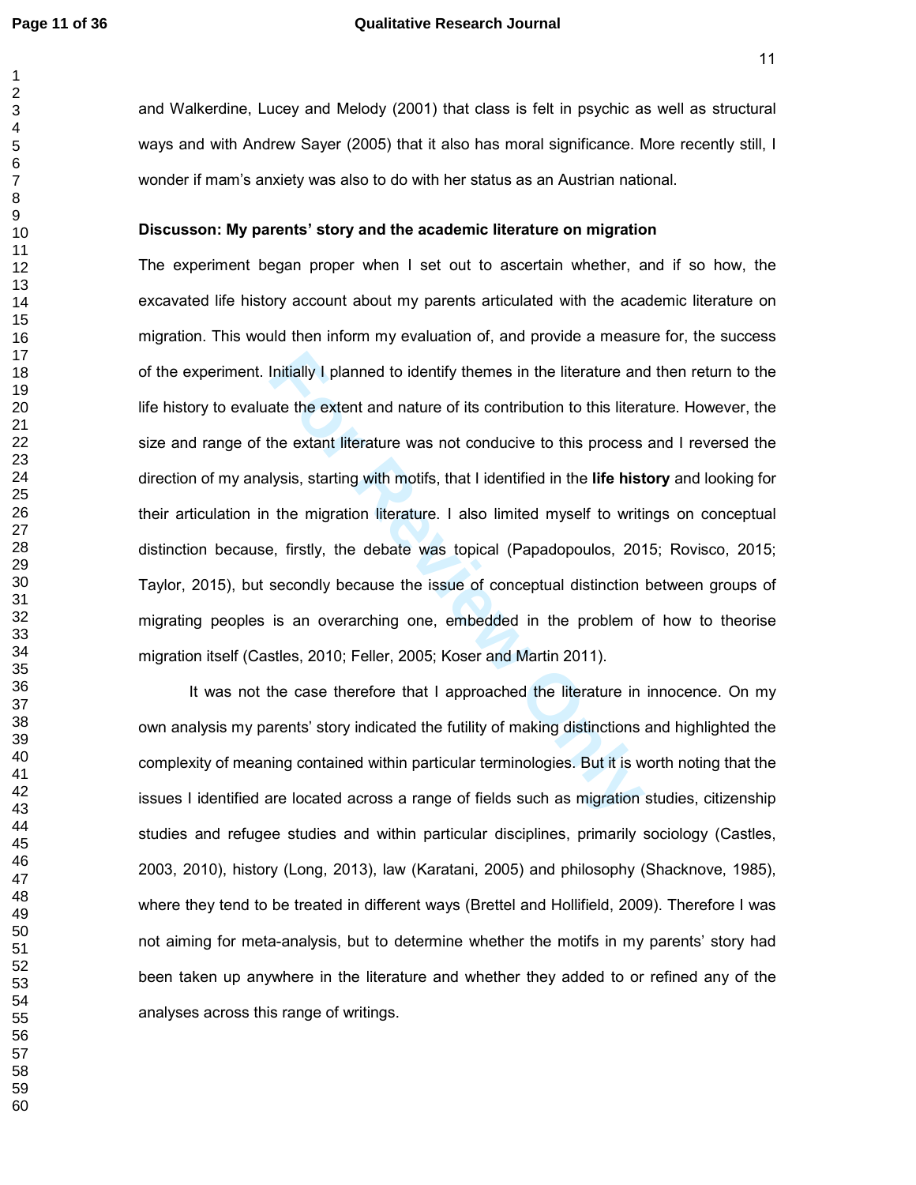and Walkerdine, Lucey and Melody (2001) that class is felt in psychic as well as structural ways and with Andrew Sayer (2005) that it also has moral significance. More recently still, I wonder if mam's anxiety was also to do with her status as an Austrian national.

**Discusson: My parents' story and the academic literature on migration**

The experiment began proper when I set out to ascertain whether, and if so how, the excavated life history account about my parents articulated with the academic literature on migration. This would then inform my evaluation of, and provide a measure for, the success of the experiment. Initially I planned to identify themes in the literature and then return to the life history to evaluate the extent and nature of its contribution to this literature. However, the size and range of the extant literature was not conducive to this process and I reversed the direction of my analysis, starting with motifs, that I identified in the **life history** and looking for their articulation in the migration literature. I also limited myself to writings on conceptual distinction because, firstly, the debate was topical (Papadopoulos, 2015; Rovisco, 2015; Taylor, 2015), but secondly because the issue of conceptual distinction between groups of migrating peoples is an overarching one, embedded in the problem of how to theorise migration itself (Castles, 2010; Feller, 2005; Koser and Martin 2011).

It was not the case therefore that I approached the literature in innocence. On my own analysis my parents' story indicated the futility of making distinctions and highlighted the complexity of meaning contained within particular terminologies. But it is worth noting that the issues I identified are located across a range of fields such as migration studies, citizenship studies and refugee studies and within particular disciplines, primarily sociology (Castles, 2003, 2010), history (Long, 2013), law (Karatani, 2005) and philosophy (Shacknove, 1985), where they tend to be treated in different ways (Brettel and Hollifield, 2009). Therefore I was not aiming for meta-analysis, but to determine whether the motifs in my parents' story had been taken up anywhere in the literature and whether they added to or refined any of the analyses across this range of writings.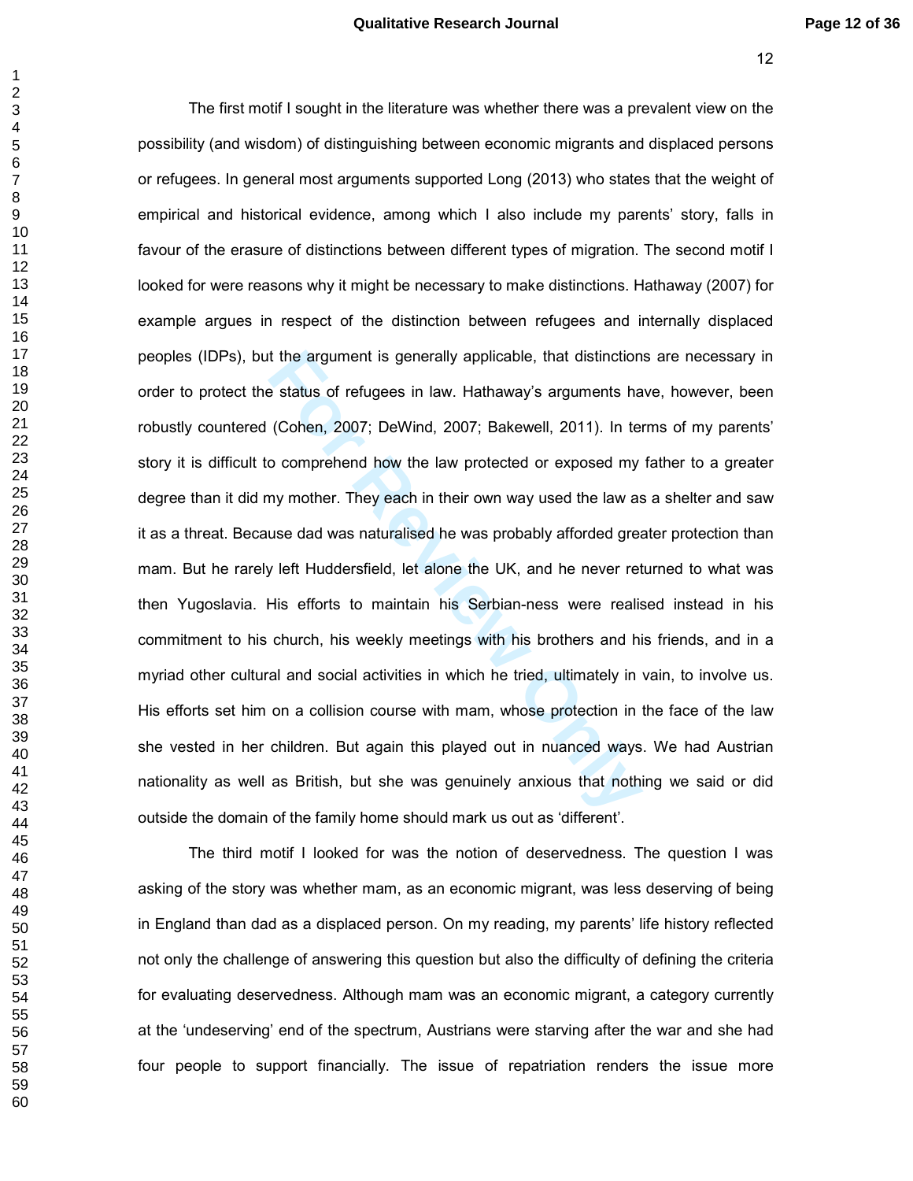The first motif I sought in the literature was whether there was a prevalent view on the possibility (and wisdom) of distinguishing between economic migrants and displaced persons or refugees. In general most arguments supported Long (2013) who states that the weight of empirical and historical evidence, among which I also include my parents' story, falls in favour of the erasure of distinctions between different types of migration. The second motif I looked for were reasons why it might be necessary to make distinctions. Hathaway (2007) for example argues in respect of the distinction between refugees and internally displaced peoples (IDPs), but the argument is generally applicable, that distinctions are necessary in order to protect the status of refugees in law. Hathaway's arguments have, however, been robustly countered (Cohen, 2007; DeWind, 2007; Bakewell, 2011). In terms of my parents' story it is difficult to comprehend how the law protected or exposed my father to a greater degree than it did my mother. They each in their own way used the law as a shelter and saw it as a threat. Because dad was naturalised he was probably afforded greater protection than mam. But he rarely left Huddersfield, let alone the UK, and he never returned to what was then Yugoslavia. His efforts to maintain his Serbian-ness were realised instead in his commitment to his church, his weekly meetings with his brothers and his friends, and in a myriad other cultural and social activities in which he tried, ultimately in vain, to involve us. His efforts set him on a collision course with mam, whose protection in the face of the law she vested in her children. But again this played out in nuanced ways. We had Austrian nationality as well as British, but she was genuinely anxious that nothing we said or did outside the domain of the family home should mark us out as 'different'.

The third motif I looked for was the notion of deservedness. The question I was asking of the story was whether mam, as an economic migrant, was less deserving of being in England than dad as a displaced person. On my reading, my parents' life history reflected not only the challenge of answering this question but also the difficulty of defining the criteria for evaluating deservedness. Although mam was an economic migrant, a category currently at the 'undeserving' end of the spectrum, Austrians were starving after the war and she had four people to support financially. The issue of repatriation renders the issue more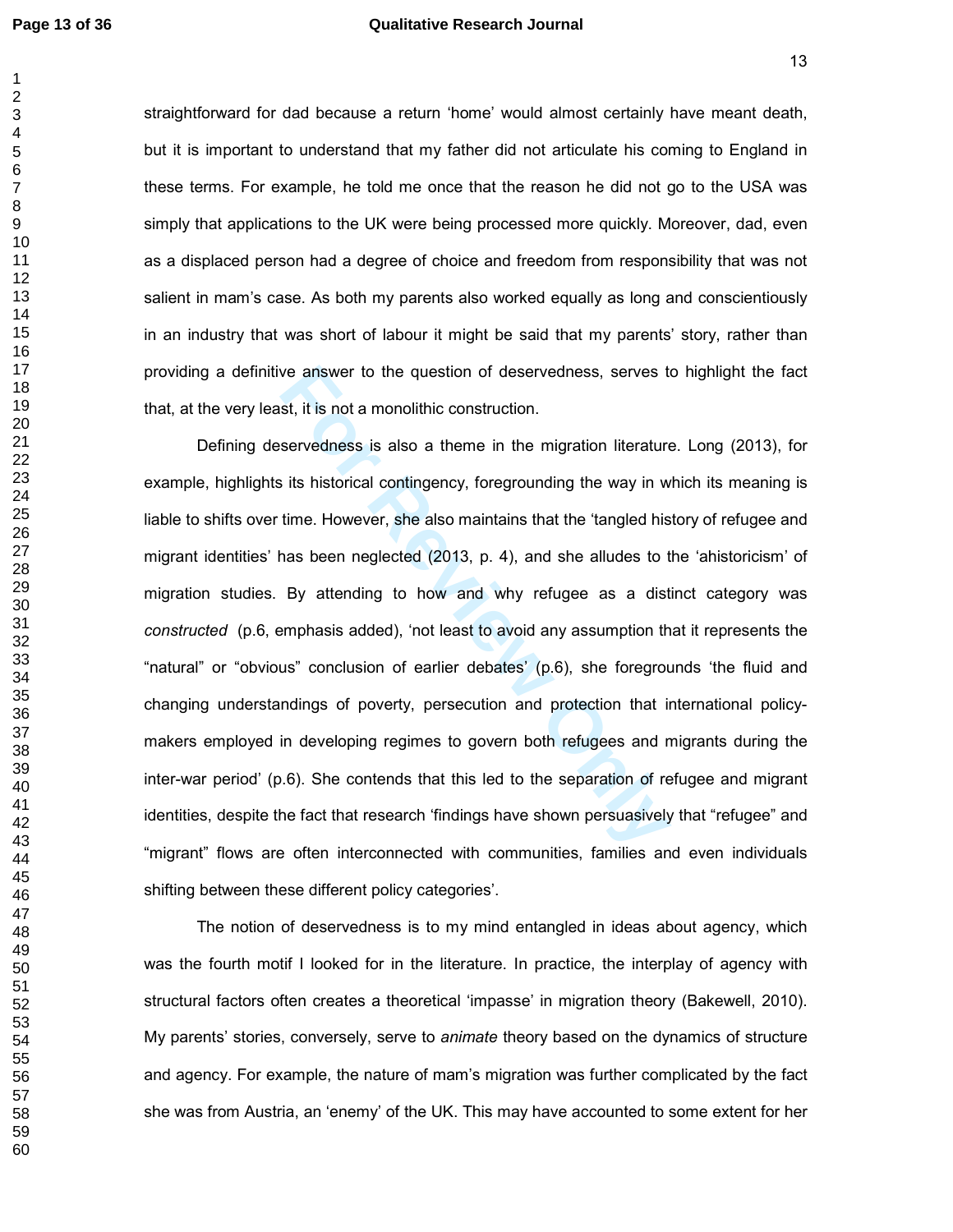straightforward for dad because a return 'home' would almost certainly have meant death, but it is important to understand that my father did not articulate his coming to England in these terms. For example, he told me once that the reason he did not go to the USA was simply that applications to the UK were being processed more quickly. Moreover, dad, even as a displaced person had a degree of choice and freedom from responsibility that was not salient in mam's case. As both my parents also worked equally as long and conscientiously in an industry that was short of labour it might be said that my parents' story, rather than providing a definitive answer to the question of deservedness, serves to highlight the fact that, at the very least, it is not a monolithic construction.

Defining deservedness is also a theme in the migration literature. Long (2013), for example, highlights its historical contingency, foregrounding the way in which its meaning is liable to shifts over time. However, she also maintains that the 'tangled history of refugee and migrant identities' has been neglected (2013, p. 4), and she alludes to the 'ahistoricism' of migration studies. By attending to how and why refugee as a distinct category was *constructed* (p.6, emphasis added), 'not least to avoid any assumption that it represents the "natural" or "obvious" conclusion of earlier debates' (p.6), she foregrounds 'the fluid and changing understandings of poverty, persecution and protection that international policy-makers employed in developing regimes to govern both refugees and migrants during the inter-war period' (p.6). She contends that this led to the separation of refugee and migrant identities, despite the fact that research 'findings have shown persuasively that "refugee" and "migrant" flows are often interconnected with communities, families and even individuals shifting between these different policy categories'.

The notion of deservedness is to my mind entangled in ideas about agency, which was the fourth motif I looked for in the literature. In practice, the interplay of agency with structural factors often creates a theoretical 'impasse' in migration theory (Bakewell, 2010). My parents' stories, conversely, serve to *animate* theory based on the dynamics of structure and agency. For example, the nature of mam's migration was further complicated by the fact she was from Austria, an 'enemy' of the UK. This may have accounted to some extent for her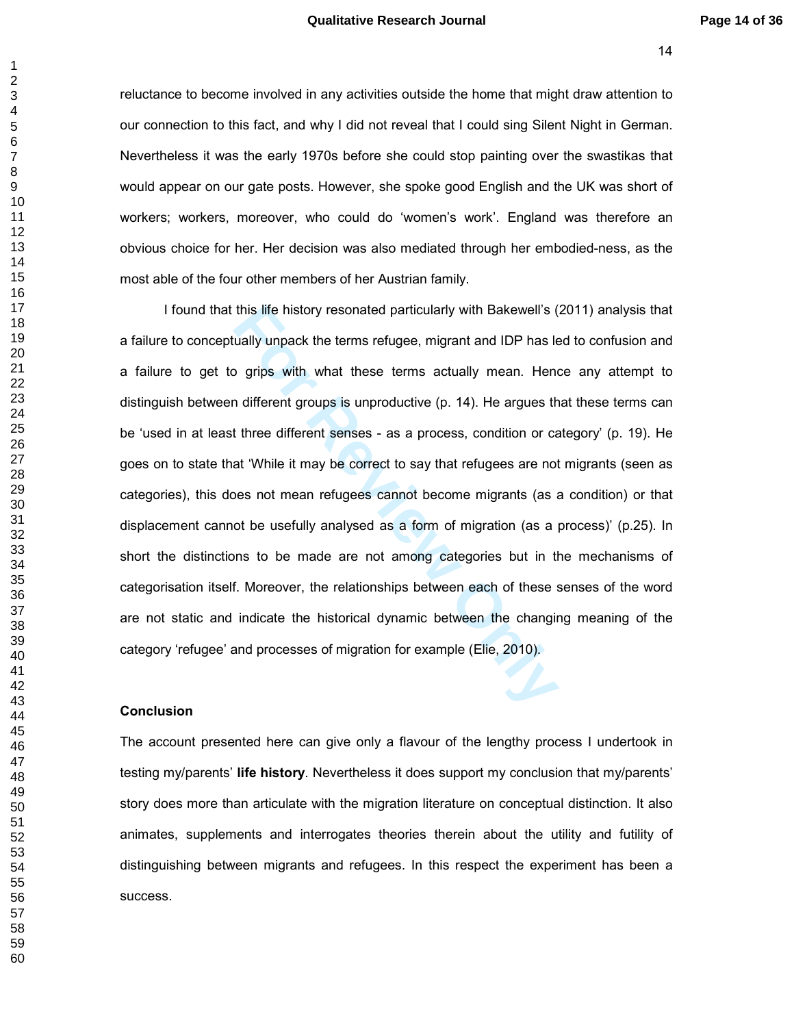reluctance to become involved in any activities outside the home that might draw attention to our connection to this fact, and why I did not reveal that I could sing Silent Night in German. Nevertheless it was the early 1970s before she could stop painting over the swastikas that would appear on our gate posts. However, she spoke good English and the UK was short of workers; workers, moreover, who could do 'women's work'. England was therefore an obvious choice for her. Her decision was also mediated through her embodied-ness, as the most able of the four other members of her Austrian family.

I found that this life history resonated particularly with Bakewell's (2011) analysis that a failure to conceptually unpack the terms refugee, migrant and IDP has led to confusion and a failure to get to grips with what these terms actually mean. Hence any attempt to distinguish between different groups is unproductive (p. 14). He argues that these terms can be 'used in at least three different senses - as a process, condition or category' (p. 19). He goes on to state that 'While it may be correct to say that refugees are not migrants (seen as categories), this does not mean refugees cannot become migrants (as a condition) or that displacement cannot be usefully analysed as a form of migration (as a process)' (p.25). In short the distinctions to be made are not among categories but in the mechanisms of categorisation itself. Moreover, the relationships between each of these senses of the word are not static and indicate the historical dynamic between the changing meaning of the category 'refugee' and processes of migration for example (Elie, 2010).

## Conclusion

The account presented here can give only a flavour of the lengthy process I undertook in testing my/parents' **life history**. Nevertheless it does support my conclusion that my/parents' story does more than articulate with the migration literature on conceptual distinction. It also animates, supplements and interrogates theories therein about the utility and futility of distinguishing between migrants and refugees. In this respect the experiment has been a success.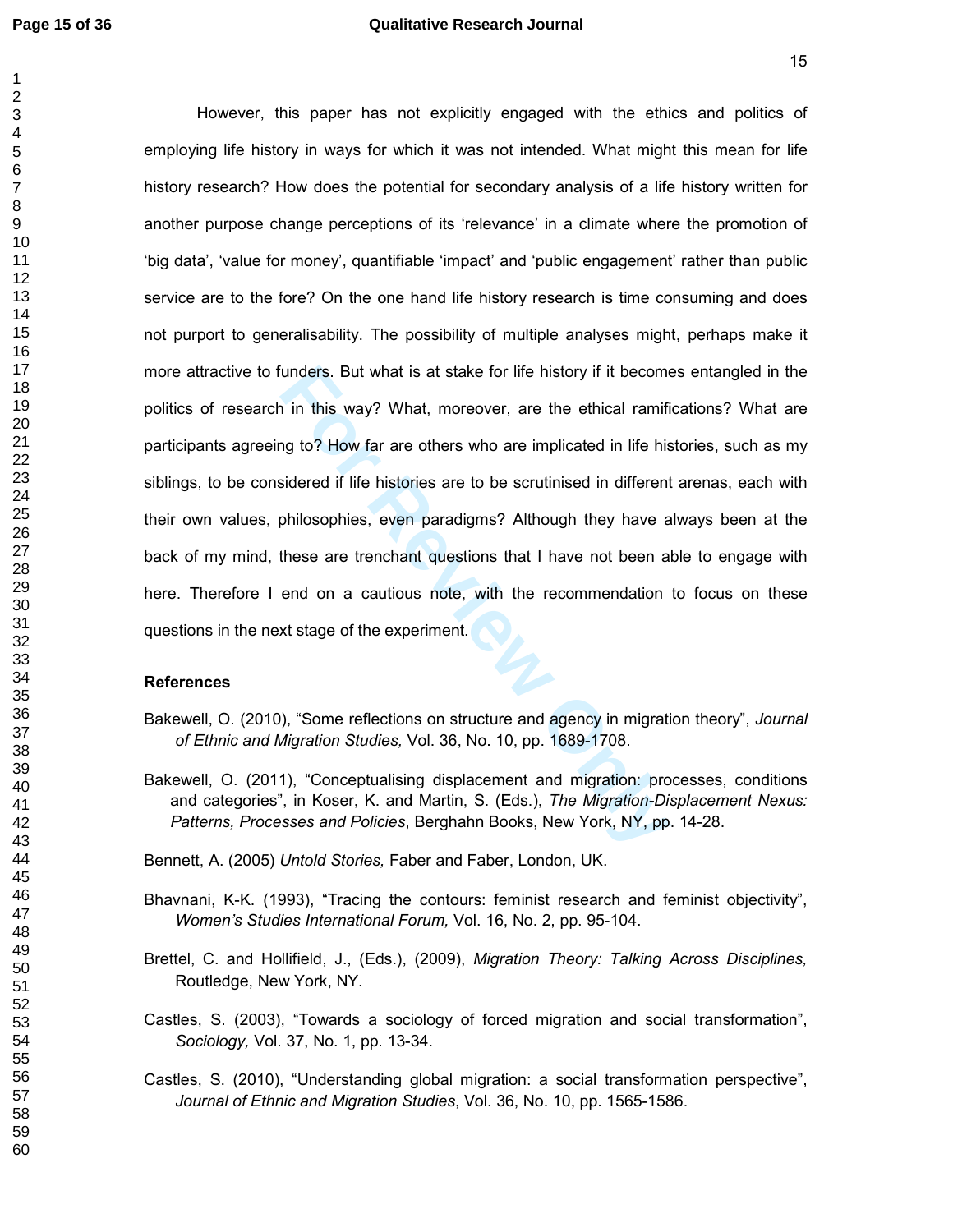However, this paper has not explicitly engaged with the ethics and politics of employing life history in ways for which it was not intended. What might this mean for life history research? How does the potential for secondary analysis of a life history written for another purpose change perceptions of its 'relevance' in a climate where the promotion of 'big data', 'value for money', quantifiable 'impact' and 'public engagement' rather than public service are to the fore? On the one hand life history research is time consuming and does not purport to generalisability. The possibility of multiple analyses might, perhaps make it more attractive to funders. But what is at stake for life history if it becomes entangled in the politics of research in this way? What, moreover, are the ethical ramifications? What are participants agreeing to? How far are others who are implicated in life histories, such as my siblings, to be considered if life histories are to be scrutinised in different arenas, each with their own values, philosophies, even paradigms? Although they have always been at the back of my mind, these are trenchant questions that I have not been able to engage with here. Therefore I end on a cautious note, with the recommendation to focus on these questions in the next stage of the experiment.

**References**

Bakewell, O. (2010), "Some reflections on structure and agency in migration theory", *Journal of Ethnic and Migration Studies,* Vol. 36, No. 10, pp. 1689-1708.

Bakewell, O. (2011), "Conceptualising displacement and migration: processes, conditions and categories", in Koser, K. and Martin, S. (Eds.), *The Migration-Displacement Nexus: Patterns, Processes and Policies*, Berghahn Books, New York, NY, pp. 14-28.

Bennett, A. (2005) *Untold Stories,* Faber and Faber, London, UK.

Bhavnani, K-K. (1993), "Tracing the contours: feminist research and feminist objectivity", *Women's Studies International Forum,* Vol. 16, No. 2, pp. 95-104.

Brettel, C. and Hollifield, J., (Eds.), (2009), *Migration Theory: Talking Across Disciplines,* Routledge, New York, NY.

Castles, S. (2003), "Towards a sociology of forced migration and social transformation", *Sociology,* Vol. 37, No. 1, pp. 13-34.

Castles, S. (2010), "Understanding global migration: a social transformation perspective", *Journal of Ethnic and Migration Studies*, Vol. 36, No. 10, pp. 1565-1586.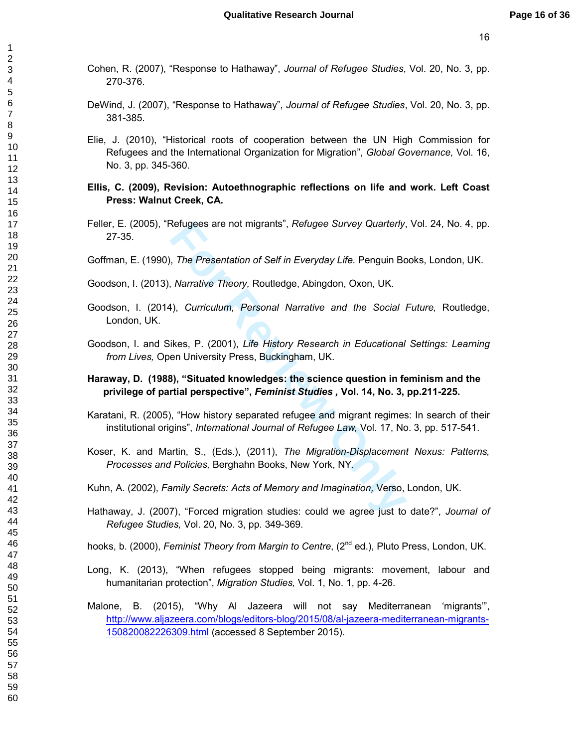Cohen, R. (2007), "Response to Hathaway", *Journal of Refugee Studies*, Vol. 20, No. 3, pp. 270-376.

DeWind, J. (2007), "Response to Hathaway", *Journal of Refugee Studies*, Vol. 20, No. 3, pp. 381-385.

Elie, J. (2010), "Historical roots of cooperation between the UN High Commission for Refugees and the International Organization for Migration", *Global Governance,* Vol. 16, No. 3, pp. 345-360.

**Ellis, C. (2009), Revision: Autoethnographic reflections on life and work. Left Coast Press: Walnut Creek, CA.**

Feller, E. (2005), "Refugees are not migrants", *Refugee Survey Quarterly*, Vol. 24, No. 4, pp. 27-35.

Goffman, E. (1990), *The Presentation of Self in Everyday Life.* Penguin Books, London, UK.

Goodson, I. (2013), *Narrative Theory,* Routledge, Abingdon, Oxon, UK.

Goodson, I. (2014), *Curriculum, Personal Narrative and the Social Future,* Routledge, London, UK.

Goodson, I. and Sikes, P. (2001), *Life History Research in Educational Settings: Learning from Lives,* Open University Press, Buckingham, UK.

**Haraway, D. (1988), "Situated knowledges: the science question in feminism and the privilege of partial perspective", *Feminist Studies ,* Vol. 14, No. 3, pp.211-225.**

Karatani, R. (2005), "How history separated refugee and migrant regimes: In search of their institutional origins", *International Journal of Refugee Law,* Vol. 17, No. 3, pp. 517-541.

Koser, K. and Martin, S., (Eds.), (2011), *The Migration-Displacement Nexus: Patterns, Processes and Policies,* Berghahn Books, New York, NY.

Kuhn, A. (2002), *Family Secrets: Acts of Memory and Imagination,* Verso, London, UK.

Hathaway, J. (2007), "Forced migration studies: could we agree just to date?", *Journal of Refugee Studies,* Vol. 20, No. 3, pp. 349-369.

hooks, b. (2000), *Feminist Theory from Margin to Centre*, (2nd ed.), Pluto Press, London, UK.

Long, K. (2013), "When refugees stopped being migrants: movement, labour and humanitarian protection", *Migration Studies,* Vol. 1, No. 1, pp. 4-26.

Malone, B. (2015), "Why Al Jazeera will not say Mediterranean 'migrants'", http://www.aljazeera.com/blogs/editors-blog/2015/08/al-jazeera-mediterranean-migrants-150820082226309.html (accessed 8 September 2015).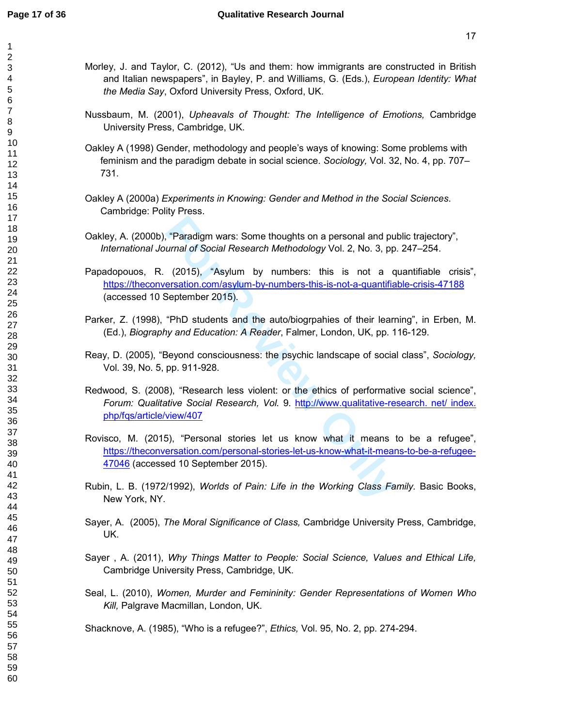Morley, J. and Taylor, C. (2012), “Us and them: how immigrants are constructed in British and Italian newspapers”, in Bayley, P. and Williams, G. (Eds.), *European Identity: What the Media Say*, Oxford University Press, Oxford, UK.

Nussbaum, M. (2001), *Upheavals of Thought: The Intelligence of Emotions,* Cambridge University Press, Cambridge, UK.

Oakley A (1998) Gender, methodology and people’s ways of knowing: Some problems with feminism and the paradigm debate in social science. *Sociology,* Vol. 32, No. 4, pp. 707–731.

Oakley A (2000a) *Experiments in Knowing: Gender and Method in the Social Sciences*. Cambridge: Polity Press.

Oakley, A. (2000b), “Paradigm wars: Some thoughts on a personal and public trajectory”, *International Journal of Social Research Methodology* Vol. 2, No. 3, pp. 247–254.

Papadopouos, R. (2015), “Asylum by numbers: this is not a quantifiable crisis”, https://theconversation.com/asylum-by-numbers-this-is-not-a-quantifiable-crisis-47188 (accessed 10 September 2015).

Parker, Z. (1998), “PhD students and the auto/biogrpahies of their learning”, in Erben, M. (Ed.), *Biography and Education: A Reader*, Falmer, London, UK, pp. 116-129.

Reay, D. (2005), “Beyond consciousness: the psychic landscape of social class”, *Sociology,* Vol. 39, No. 5, pp. 911-928.

Redwood, S. (2008), “Research less violent: or the ethics of performative social science”, *Forum: Qualitative Social Research, Vol.* 9. http://www.qualitative-research. net/ index. php/fqs/article/view/407

Rovisco, M. (2015), “Personal stories let us know what it means to be a refugee”, https://theconversation.com/personal-stories-let-us-know-what-it-means-to-be-a-refugee-47046 (accessed 10 September 2015).

Rubin, L. B. (1972/1992), *Worlds of Pain: Life in the Working Class Family.* Basic Books, New York, NY.

Sayer, A. (2005), *The Moral Significance of Class,* Cambridge University Press, Cambridge, UK.

Sayer , A. (2011), *Why Things Matter to People: Social Science, Values and Ethical Life,* Cambridge University Press, Cambridge, UK.

Seal, L. (2010), *Women, Murder and Femininity: Gender Representations of Women Who Kill,* Palgrave Macmillan, London, UK.

Shacknove, A. (1985), “Who is a refugee?”, *Ethics,* Vol. 95, No. 2, pp. 274-294.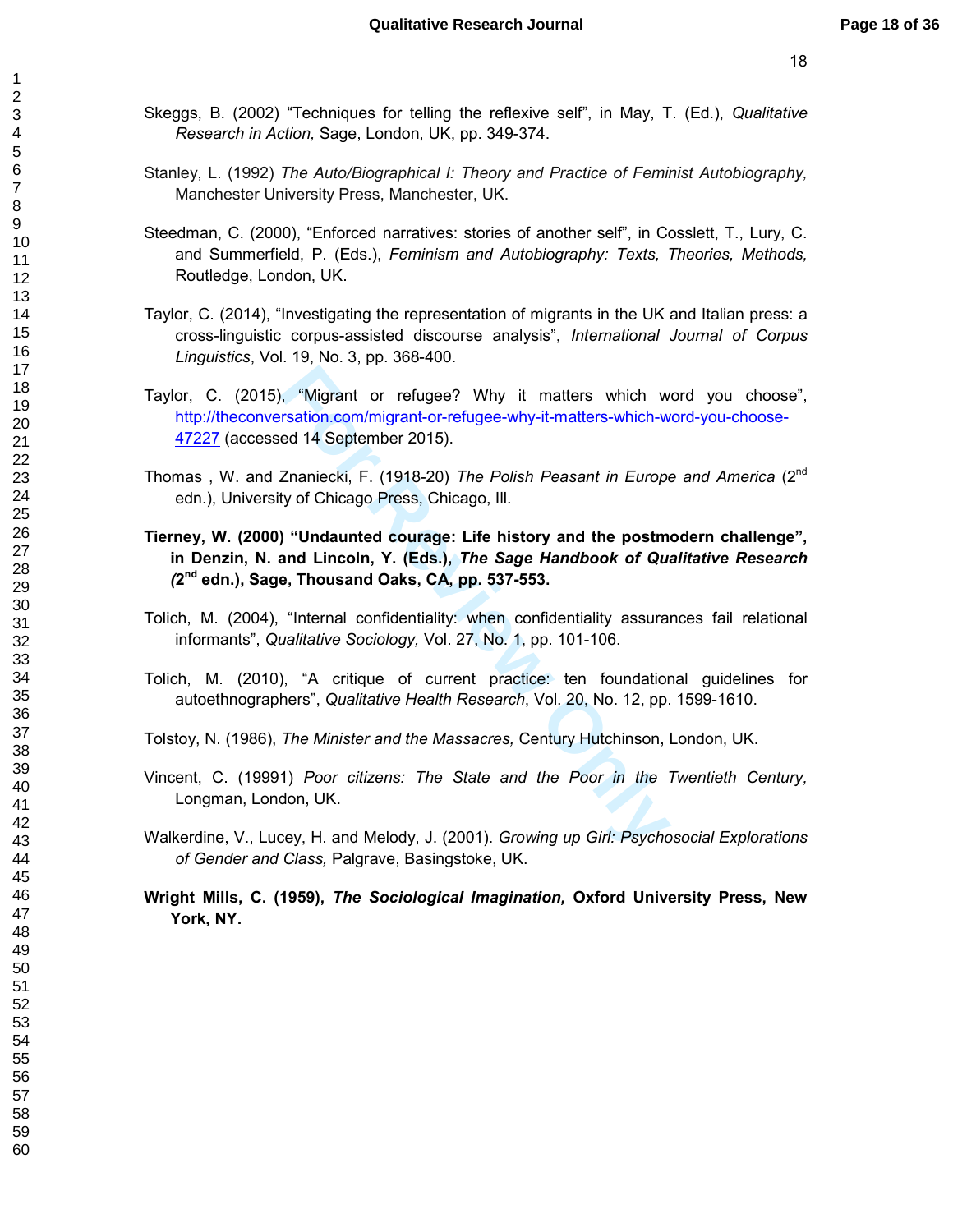Skeggs, B. (2002) “Techniques for telling the reflexive self”, in May, T. (Ed.), *Qualitative Research in Action,* Sage, London, UK, pp. 349-374.

Stanley, L. (1992) *The Auto/Biographical I: Theory and Practice of Feminist Autobiography,* Manchester University Press, Manchester, UK.

Steedman, C. (2000), “Enforced narratives: stories of another self”, in Cosslett, T., Lury, C. and Summerfield, P. (Eds.), *Feminism and Autobiography: Texts, Theories, Methods,* Routledge, London, UK.

Taylor, C. (2014), “Investigating the representation of migrants in the UK and Italian press: a cross-linguistic corpus-assisted discourse analysis”, *International Journal of Corpus Linguistics*, Vol. 19, No. 3, pp. 368-400.

Taylor, C. (2015), “Migrant or refugee? Why it matters which word you choose”, http://theconversation.com/migrant-or-refugee-why-it-matters-which-word-you-choose-47227 (accessed 14 September 2015).

Thomas , W. and Znaniecki, F. (1918-20) *The Polish Peasant in Europe and America* (2nd edn.), University of Chicago Press, Chicago, Ill.

**Tierney, W. (2000) “Undaunted courage: Life history and the postmodern challenge”, in Denzin, N. and Lincoln, Y. (Eds.), *The Sage Handbook of Qualitative Research (*2nd edn.), Sage, Thousand Oaks, CA, pp. 537-553.**

Tolich, M. (2004), “Internal confidentiality: when confidentiality assurances fail relational informants”, *Qualitative Sociology,* Vol. 27, No. 1, pp. 101-106.

Tolich, M. (2010), “A critique of current practice: ten foundational guidelines for autoethnographers”, *Qualitative Health Research*, Vol. 20, No. 12, pp. 1599-1610.

Tolstoy, N. (1986), *The Minister and the Massacres,* Century Hutchinson, London, UK.

Vincent, C. (19991) *Poor citizens: The State and the Poor in the Twentieth Century,* Longman, London, UK.

Walkerdine, V., Lucey, H. and Melody, J. (2001). *Growing up Girl: Psychosocial Explorations of Gender and Class,* Palgrave, Basingstoke, UK.

**Wright Mills, C. (1959), *The Sociological Imagination,* Oxford University Press, New York, NY.**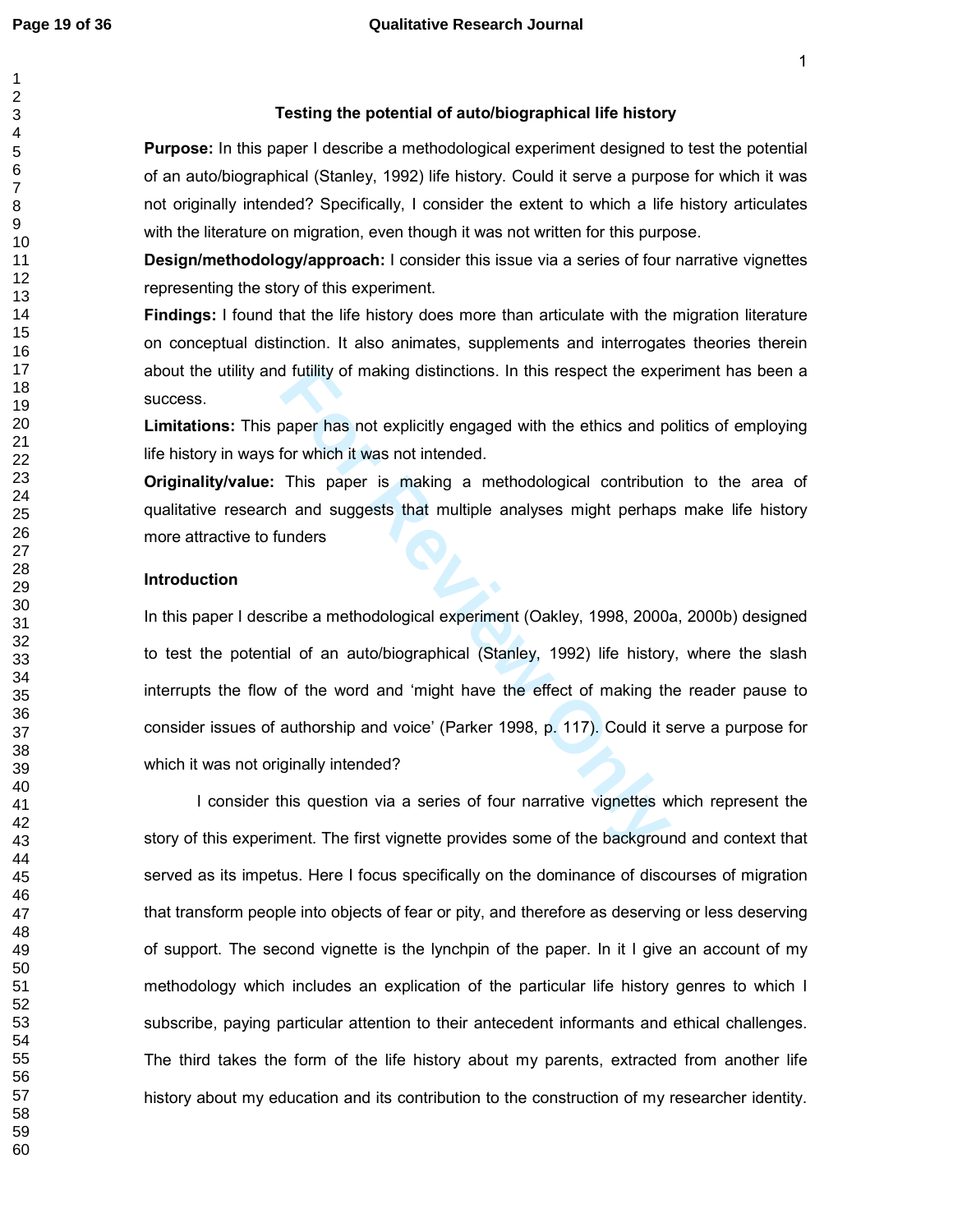### Testing the potential of auto/biographical life history

**Purpose:** In this paper I describe a methodological experiment designed to test the potential of an auto/biographical (Stanley, 1992) life history. Could it serve a purpose for which it was not originally intended? Specifically, I consider the extent to which a life history articulates with the literature on migration, even though it was not written for this purpose.

**Design/methodology/approach:** I consider this issue via a series of four narrative vignettes representing the story of this experiment.

**Findings:** I found that the life history does more than articulate with the migration literature on conceptual distinction. It also animates, supplements and interrogates theories therein about the utility and futility of making distinctions. In this respect the experiment has been a success.

**Limitations:** This paper has not explicitly engaged with the ethics and politics of employing life history in ways for which it was not intended.

**Originality/value:** This paper is making a methodological contribution to the area of qualitative research and suggests that multiple analyses might perhaps make life history more attractive to funders

**Introduction**

In this paper I describe a methodological experiment (Oakley, 1998, 2000a, 2000b) designed to test the potential of an auto/biographical (Stanley, 1992) life history, where the slash interrupts the flow of the word and 'might have the effect of making the reader pause to consider issues of authorship and voice' (Parker 1998, p. 117). Could it serve a purpose for which it was not originally intended?

I consider this question via a series of four narrative vignettes which represent the story of this experiment. The first vignette provides some of the background and context that served as its impetus. Here I focus specifically on the dominance of discourses of migration that transform people into objects of fear or pity, and therefore as deserving or less deserving of support. The second vignette is the lynchpin of the paper. In it I give an account of my methodology which includes an explication of the particular life history genres to which I subscribe, paying particular attention to their antecedent informants and ethical challenges. The third takes the form of the life history about my parents, extracted from another life history about my education and its contribution to the construction of my researcher identity.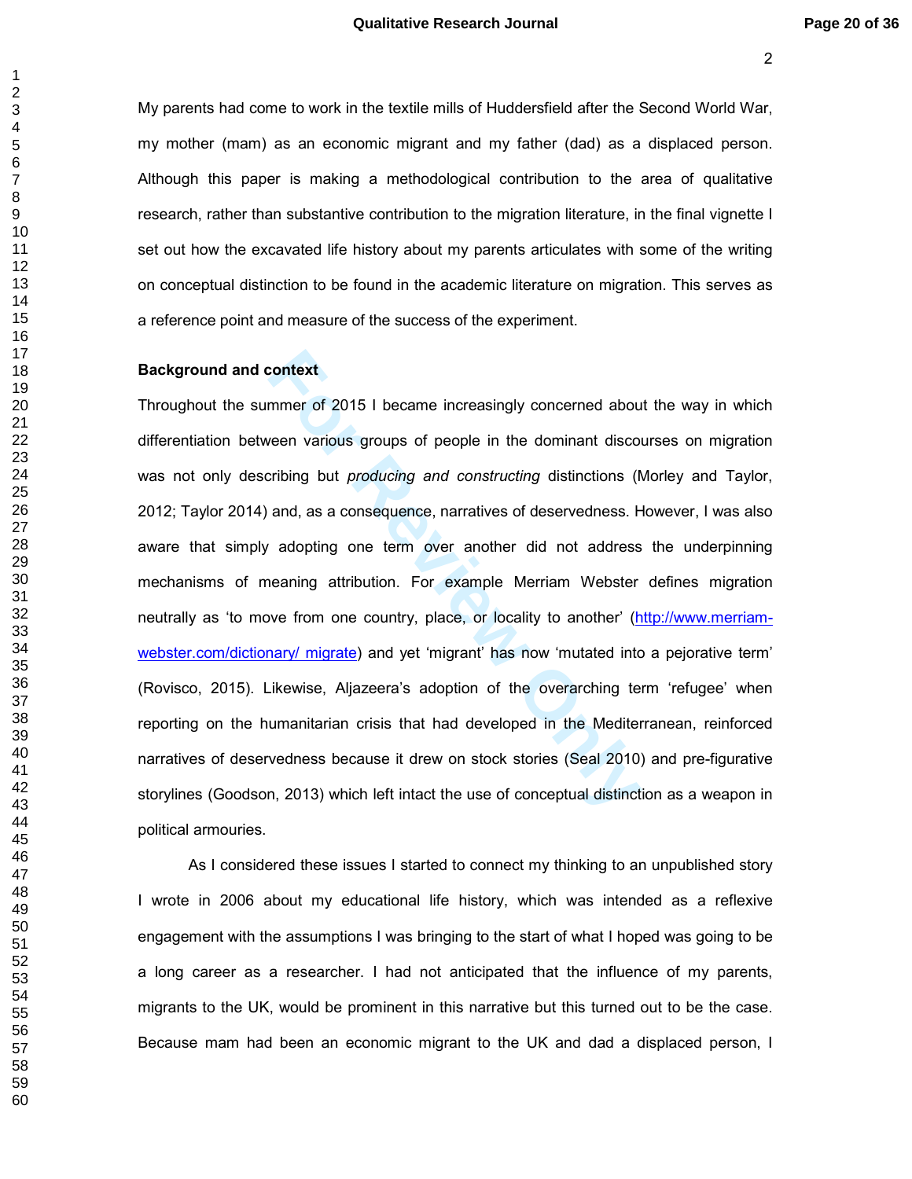My parents had come to work in the textile mills of Huddersfield after the Second World War, my mother (mam) as an economic migrant and my father (dad) as a displaced person. Although this paper is making a methodological contribution to the area of qualitative research, rather than substantive contribution to the migration literature, in the final vignette I set out how the excavated life history about my parents articulates with some of the writing on conceptual distinction to be found in the academic literature on migration. This serves as a reference point and measure of the success of the experiment.

**Background and context**

Throughout the summer of 2015 I became increasingly concerned about the way in which differentiation between various groups of people in the dominant discourses on migration was not only describing but *producing and constructing* distinctions (Morley and Taylor, 2012; Taylor 2014) and, as a consequence, narratives of deservedness. However, I was also aware that simply adopting one term over another did not address the underpinning mechanisms of meaning attribution. For example Merriam Webster defines migration neutrally as 'to move from one country, place, or locality to another' (http://www.merriam-webster.com/dictionary/ migrate) and yet 'migrant' has now 'mutated into a pejorative term' (Rovisco, 2015). Likewise, Aljazeera's adoption of the overarching term 'refugee' when reporting on the humanitarian crisis that had developed in the Mediterranean, reinforced narratives of deservedness because it drew on stock stories (Seal 2010) and pre-figurative storylines (Goodson, 2013) which left intact the use of conceptual distinction as a weapon in political armouries.

As I considered these issues I started to connect my thinking to an unpublished story I wrote in 2006 about my educational life history, which was intended as a reflexive engagement with the assumptions I was bringing to the start of what I hoped was going to be a long career as a researcher. I had not anticipated that the influence of my parents, migrants to the UK, would be prominent in this narrative but this turned out to be the case. Because mam had been an economic migrant to the UK and dad a displaced person, I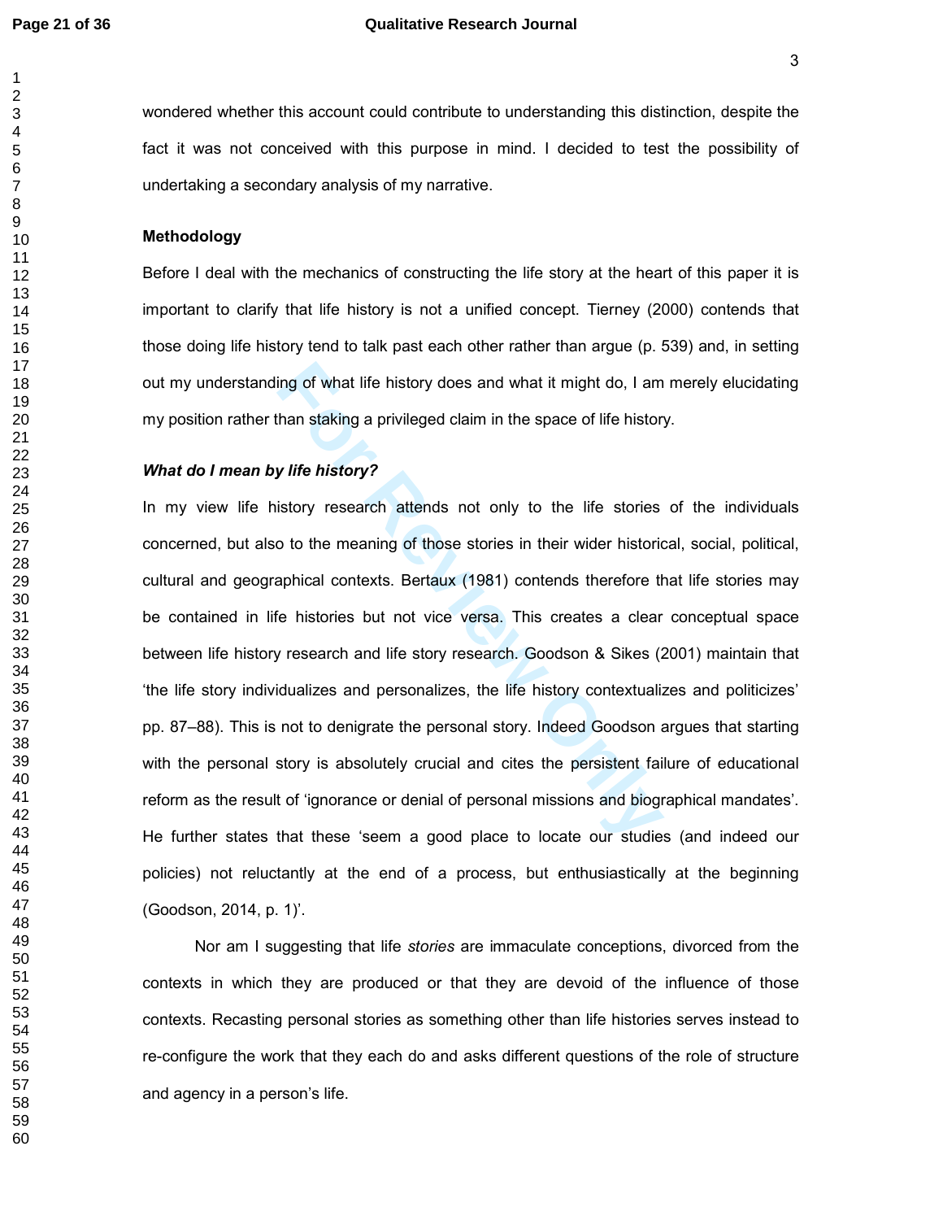wondered whether this account could contribute to understanding this distinction, despite the fact it was not conceived with this purpose in mind. I decided to test the possibility of undertaking a secondary analysis of my narrative.

## Methodology

Before I deal with the mechanics of constructing the life story at the heart of this paper it is important to clarify that life history is not a unified concept. Tierney (2000) contends that those doing life history tend to talk past each other rather than argue (p. 539) and, in setting out my understanding of what life history does and what it might do, I am merely elucidating my position rather than staking a privileged claim in the space of life history.

### *What do I mean by life history?*

In my view life history research attends not only to the life stories of the individuals concerned, but also to the meaning of those stories in their wider historical, social, political, cultural and geographical contexts. Bertaux (1981) contends therefore that life stories may be contained in life histories but not vice versa. This creates a clear conceptual space between life history research and life story research. Goodson & Sikes (2001) maintain that 'the life story individualizes and personalizes, the life history contextualizes and politicizes' pp. 87–88). This is not to denigrate the personal story. Indeed Goodson argues that starting with the personal story is absolutely crucial and cites the persistent failure of educational reform as the result of 'ignorance or denial of personal missions and biographical mandates'. He further states that these 'seem a good place to locate our studies (and indeed our policies) not reluctantly at the end of a process, but enthusiastically at the beginning (Goodson, 2014, p. 1)'.

Nor am I suggesting that life *stories* are immaculate conceptions, divorced from the contexts in which they are produced or that they are devoid of the influence of those contexts. Recasting personal stories as something other than life histories serves instead to re-configure the work that they each do and asks different questions of the role of structure and agency in a person's life.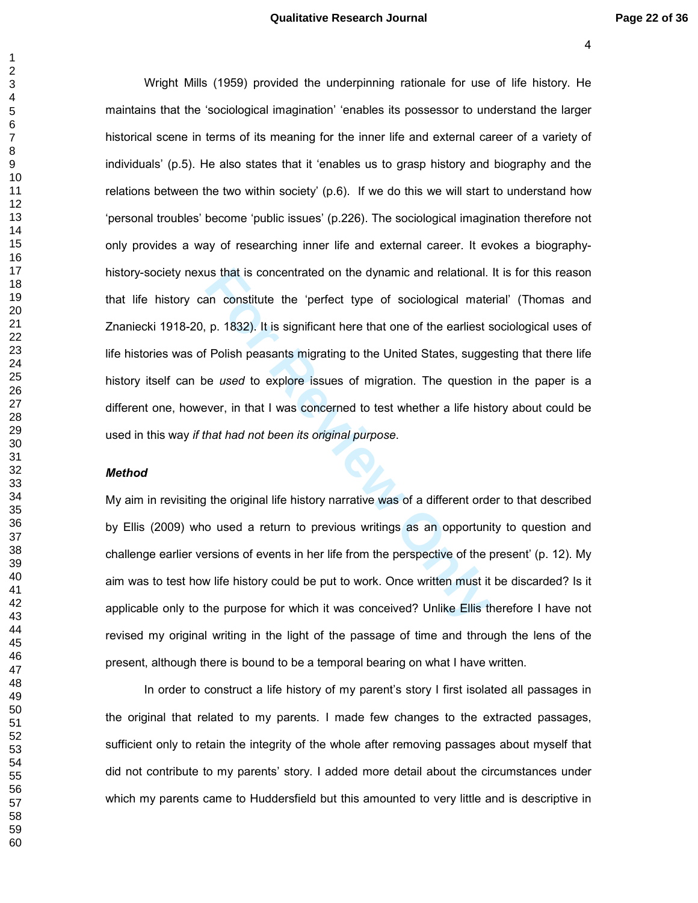Wright Mills (1959) provided the underpinning rationale for use of life history. He maintains that the 'sociological imagination' 'enables its possessor to understand the larger historical scene in terms of its meaning for the inner life and external career of a variety of individuals' (p.5). He also states that it 'enables us to grasp history and biography and the relations between the two within society' (p.6). If we do this we will start to understand how 'personal troubles' become 'public issues' (p.226). The sociological imagination therefore not only provides a way of researching inner life and external career. It evokes a biography-history-society nexus that is concentrated on the dynamic and relational. It is for this reason that life history can constitute the 'perfect type of sociological material' (Thomas and Znaniecki 1918-20, p. 1832). It is significant here that one of the earliest sociological uses of life histories was of Polish peasants migrating to the United States, suggesting that there life history itself can be *used* to explore issues of migration. The question in the paper is a different one, however, in that I was concerned to test whether a life history about could be used in this way *if that had not been its original purpose*.

### *Method*

My aim in revisiting the original life history narrative was of a different order to that described by Ellis (2009) who used a return to previous writings as an opportunity to question and challenge earlier versions of events in her life from the perspective of the present' (p. 12). My aim was to test how life history could be put to work. Once written must it be discarded? Is it applicable only to the purpose for which it was conceived? Unlike Ellis therefore I have not revised my original writing in the light of the passage of time and through the lens of the present, although there is bound to be a temporal bearing on what I have written.

In order to construct a life history of my parent's story I first isolated all passages in the original that related to my parents. I made few changes to the extracted passages, sufficient only to retain the integrity of the whole after removing passages about myself that did not contribute to my parents' story. I added more detail about the circumstances under which my parents came to Huddersfield but this amounted to very little and is descriptive in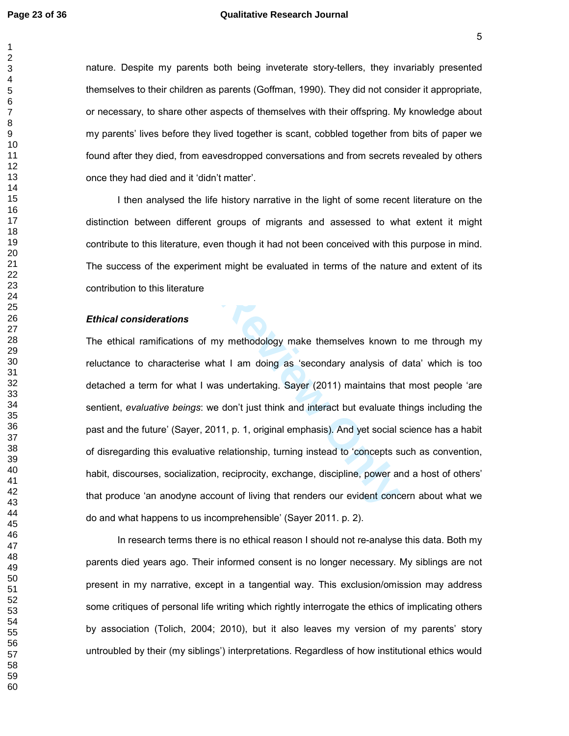nature. Despite my parents both being inveterate story-tellers, they invariably presented themselves to their children as parents (Goffman, 1990). They did not consider it appropriate, or necessary, to share other aspects of themselves with their offspring. My knowledge about my parents' lives before they lived together is scant, cobbled together from bits of paper we found after they died, from eavesdropped conversations and from secrets revealed by others once they had died and it 'didn't matter'.

I then analysed the life history narrative in the light of some recent literature on the distinction between different groups of migrants and assessed to what extent it might contribute to this literature, even though it had not been conceived with this purpose in mind. The success of the experiment might be evaluated in terms of the nature and extent of its contribution to this literature

### *Ethical considerations*

The ethical ramifications of my methodology make themselves known to me through my reluctance to characterise what I am doing as 'secondary analysis of data' which is too detached a term for what I was undertaking. Sayer (2011) maintains that most people 'are sentient, *evaluative beings*: we don't just think and interact but evaluate things including the past and the future' (Sayer, 2011, p. 1, original emphasis). And yet social science has a habit of disregarding this evaluative relationship, turning instead to 'concepts such as convention, habit, discourses, socialization, reciprocity, exchange, discipline, power and a host of others' that produce 'an anodyne account of living that renders our evident concern about what we do and what happens to us incomprehensible' (Sayer 2011. p. 2).

In research terms there is no ethical reason I should not re-analyse this data. Both my parents died years ago. Their informed consent is no longer necessary. My siblings are not present in my narrative, except in a tangential way. This exclusion/omission may address some critiques of personal life writing which rightly interrogate the ethics of implicating others by association (Tolich, 2004; 2010), but it also leaves my version of my parents' story untroubled by their (my siblings') interpretations. Regardless of how institutional ethics would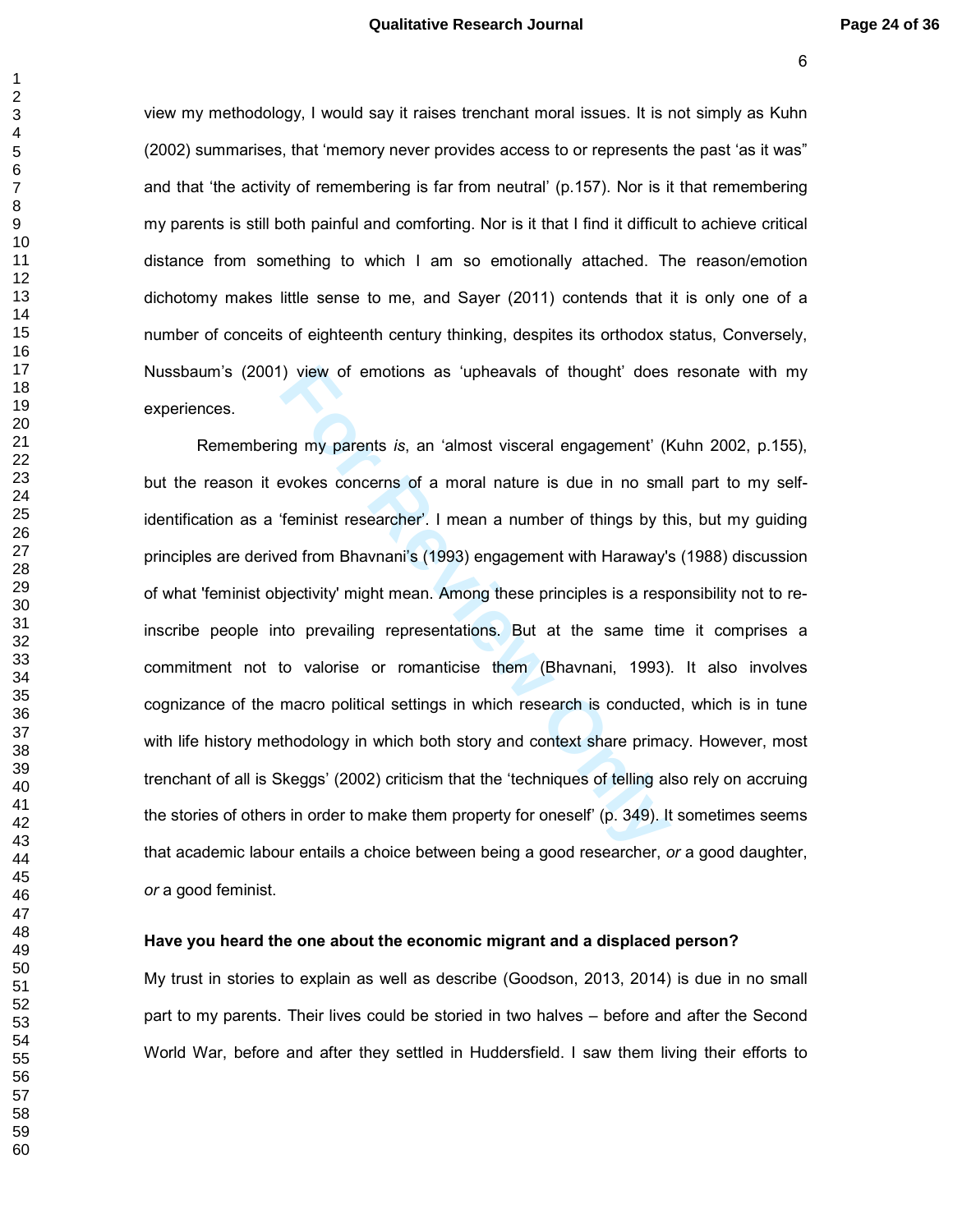view my methodology, I would say it raises trenchant moral issues. It is not simply as Kuhn (2002) summarises, that 'memory never provides access to or represents the past 'as it was" and that 'the activity of remembering is far from neutral' (p.157). Nor is it that remembering my parents is still both painful and comforting. Nor is it that I find it difficult to achieve critical distance from something to which I am so emotionally attached. The reason/emotion dichotomy makes little sense to me, and Sayer (2011) contends that it is only one of a number of conceits of eighteenth century thinking, despites its orthodox status, Conversely, Nussbaum's (2001) view of emotions as 'upheavals of thought' does resonate with my experiences.

Remembering my parents *is*, an 'almost visceral engagement' (Kuhn 2002, p.155), but the reason it evokes concerns of a moral nature is due in no small part to my self-identification as a 'feminist researcher'. I mean a number of things by this, but my guiding principles are derived from Bhavnani's (1993) engagement with Haraway's (1988) discussion of what 'feminist objectivity' might mean. Among these principles is a responsibility not to re-inscribe people into prevailing representations. But at the same time it comprises a commitment not to valorise or romanticise them (Bhavnani, 1993). It also involves cognizance of the macro political settings in which research is conducted, which is in tune with life history methodology in which both story and context share primacy. However, most trenchant of all is Skeggs' (2002) criticism that the 'techniques of telling also rely on accruing the stories of others in order to make them property for oneself' (p. 349). It sometimes seems that academic labour entails a choice between being a good researcher, *or* a good daughter, *or* a good feminist.

**Have you heard the one about the economic migrant and a displaced person?**

My trust in stories to explain as well as describe (Goodson, 2013, 2014) is due in no small part to my parents. Their lives could be storied in two halves – before and after the Second World War, before and after they settled in Huddersfield. I saw them living their efforts to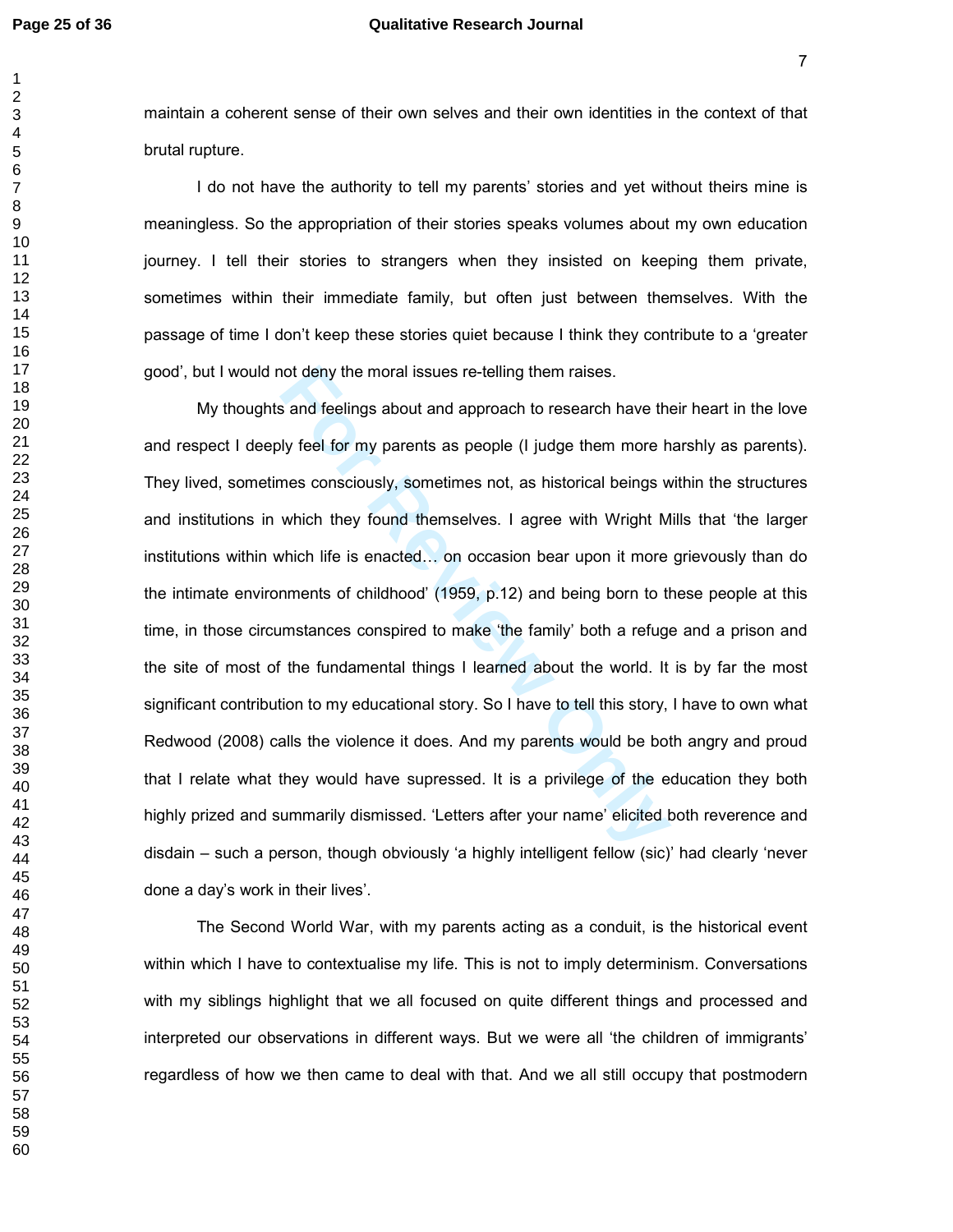maintain a coherent sense of their own selves and their own identities in the context of that brutal rupture.

I do not have the authority to tell my parents' stories and yet without theirs mine is meaningless. So the appropriation of their stories speaks volumes about my own education journey. I tell their stories to strangers when they insisted on keeping them private, sometimes within their immediate family, but often just between themselves. With the passage of time I don't keep these stories quiet because I think they contribute to a 'greater good', but I would not deny the moral issues re-telling them raises.

My thoughts and feelings about and approach to research have their heart in the love and respect I deeply feel for my parents as people (I judge them more harshly as parents). They lived, sometimes consciously, sometimes not, as historical beings within the structures and institutions in which they found themselves. I agree with Wright Mills that 'the larger institutions within which life is enacted… on occasion bear upon it more grievously than do the intimate environments of childhood' (1959, p.12) and being born to these people at this time, in those circumstances conspired to make 'the family' both a refuge and a prison and the site of most of the fundamental things I learned about the world. It is by far the most significant contribution to my educational story. So I have to tell this story, I have to own what Redwood (2008) calls the violence it does. And my parents would be both angry and proud that I relate what they would have supressed. It is a privilege of the education they both highly prized and summarily dismissed. 'Letters after your name' elicited both reverence and disdain – such a person, though obviously 'a highly intelligent fellow (sic)' had clearly 'never done a day's work in their lives'.

The Second World War, with my parents acting as a conduit, is the historical event within which I have to contextualise my life. This is not to imply determinism. Conversations with my siblings highlight that we all focused on quite different things and processed and interpreted our observations in different ways. But we were all 'the children of immigrants' regardless of how we then came to deal with that. And we all still occupy that postmodern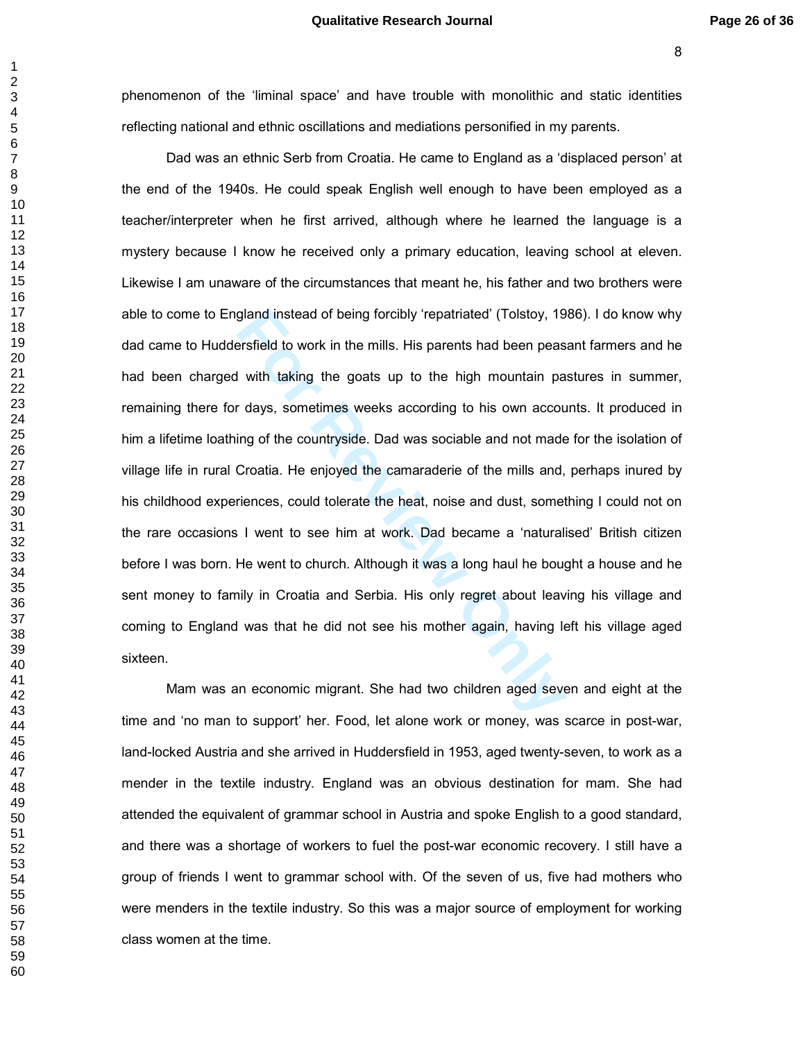phenomenon of the 'liminal space' and have trouble with monolithic and static identities reflecting national and ethnic oscillations and mediations personified in my parents.

Dad was an ethnic Serb from Croatia. He came to England as a 'displaced person' at the end of the 1940s. He could speak English well enough to have been employed as a teacher/interpreter when he first arrived, although where he learned the language is a mystery because I know he received only a primary education, leaving school at eleven. Likewise I am unaware of the circumstances that meant he, his father and two brothers were able to come to England instead of being forcibly 'repatriated' (Tolstoy, 1986). I do know why dad came to Huddersfield to work in the mills. His parents had been peasant farmers and he had been charged with taking the goats up to the high mountain pastures in summer, remaining there for days, sometimes weeks according to his own accounts. It produced in him a lifetime loathing of the countryside. Dad was sociable and not made for the isolation of village life in rural Croatia. He enjoyed the camaraderie of the mills and, perhaps inured by his childhood experiences, could tolerate the heat, noise and dust, something I could not on the rare occasions I went to see him at work. Dad became a 'naturalised' British citizen before I was born. He went to church. Although it was a long haul he bought a house and he sent money to family in Croatia and Serbia. His only regret about leaving his village and coming to England was that he did not see his mother again, having left his village aged sixteen.

Mam was an economic migrant. She had two children aged seven and eight at the time and 'no man to support' her. Food, let alone work or money, was scarce in post-war, land-locked Austria and she arrived in Huddersfield in 1953, aged twenty-seven, to work as a mender in the textile industry. England was an obvious destination for mam. She had attended the equivalent of grammar school in Austria and spoke English to a good standard, and there was a shortage of workers to fuel the post-war economic recovery. I still have a group of friends I went to grammar school with. Of the seven of us, five had mothers who were menders in the textile industry. So this was a major source of employment for working class women at the time.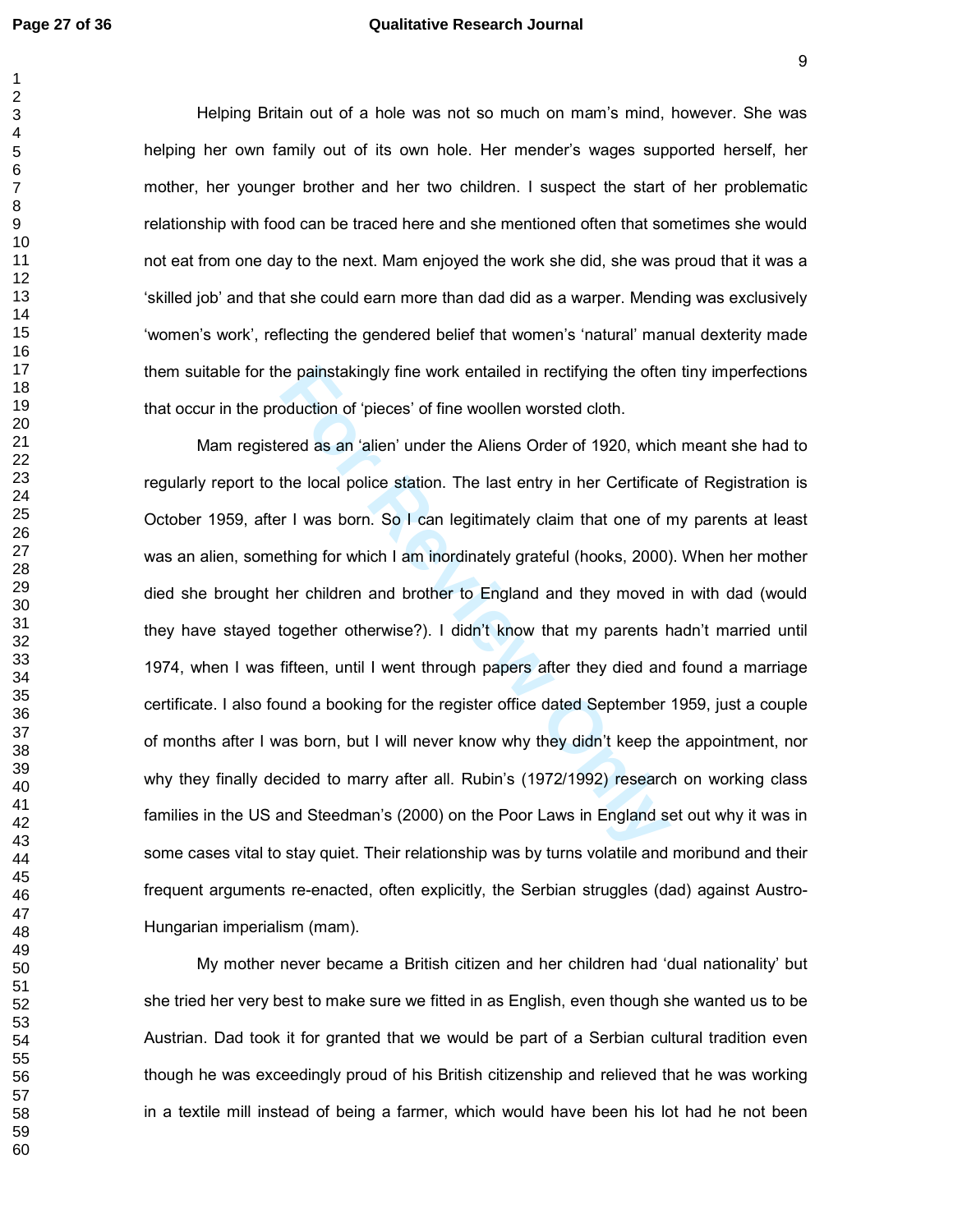Helping Britain out of a hole was not so much on mam's mind, however. She was helping her own family out of its own hole. Her mender's wages supported herself, her mother, her younger brother and her two children. I suspect the start of her problematic relationship with food can be traced here and she mentioned often that sometimes she would not eat from one day to the next. Mam enjoyed the work she did, she was proud that it was a 'skilled job' and that she could earn more than dad did as a warper. Mending was exclusively 'women's work', reflecting the gendered belief that women's 'natural' manual dexterity made them suitable for the painstakingly fine work entailed in rectifying the often tiny imperfections that occur in the production of 'pieces' of fine woollen worsted cloth.

Mam registered as an 'alien' under the Aliens Order of 1920, which meant she had to regularly report to the local police station. The last entry in her Certificate of Registration is October 1959, after I was born. So I can legitimately claim that one of my parents at least was an alien, something for which I am inordinately grateful (hooks, 2000). When her mother died she brought her children and brother to England and they moved in with dad (would they have stayed together otherwise?). I didn't know that my parents hadn't married until 1974, when I was fifteen, until I went through papers after they died and found a marriage certificate. I also found a booking for the register office dated September 1959, just a couple of months after I was born, but I will never know why they didn't keep the appointment, nor why they finally decided to marry after all. Rubin's (1972/1992) research on working class families in the US and Steedman's (2000) on the Poor Laws in England set out why it was in some cases vital to stay quiet. Their relationship was by turns volatile and moribund and their frequent arguments re-enacted, often explicitly, the Serbian struggles (dad) against Austro-Hungarian imperialism (mam).

My mother never became a British citizen and her children had 'dual nationality' but she tried her very best to make sure we fitted in as English, even though she wanted us to be Austrian. Dad took it for granted that we would be part of a Serbian cultural tradition even though he was exceedingly proud of his British citizenship and relieved that he was working in a textile mill instead of being a farmer, which would have been his lot had he not been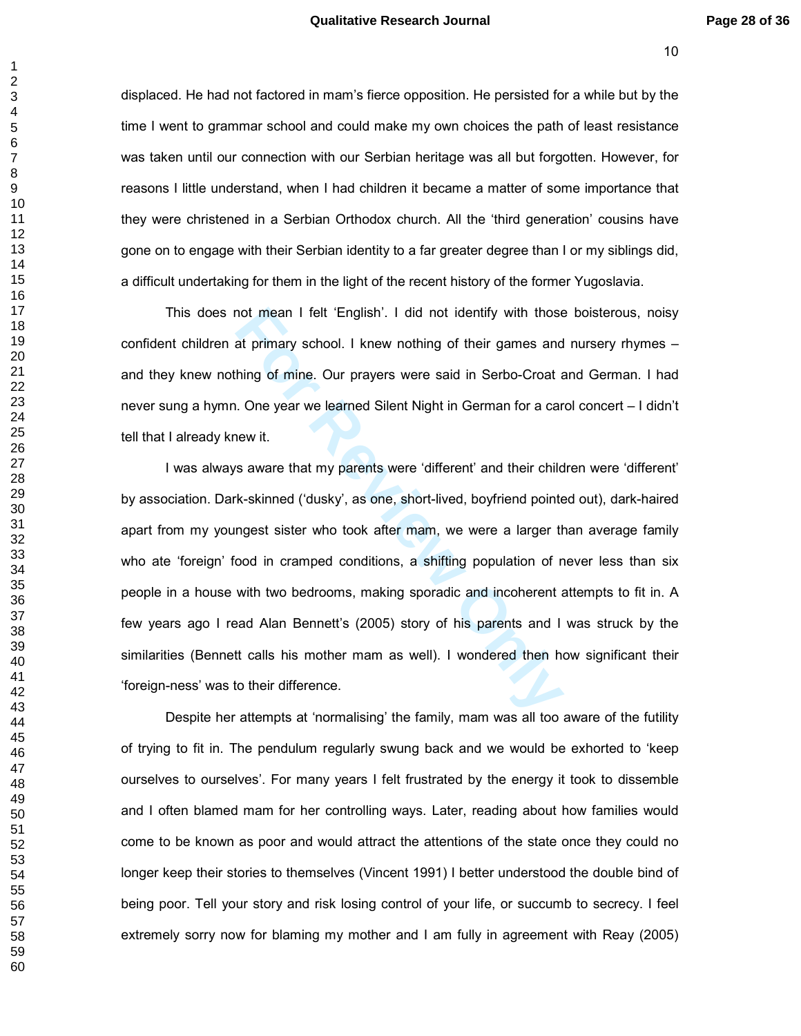displaced. He had not factored in mam's fierce opposition. He persisted for a while but by the time I went to grammar school and could make my own choices the path of least resistance was taken until our connection with our Serbian heritage was all but forgotten. However, for reasons I little understand, when I had children it became a matter of some importance that they were christened in a Serbian Orthodox church. All the 'third generation' cousins have gone on to engage with their Serbian identity to a far greater degree than I or my siblings did, a difficult undertaking for them in the light of the recent history of the former Yugoslavia.

This does not mean I felt 'English'. I did not identify with those boisterous, noisy confident children at primary school. I knew nothing of their games and nursery rhymes – and they knew nothing of mine. Our prayers were said in Serbo-Croat and German. I had never sung a hymn. One year we learned Silent Night in German for a carol concert – I didn't tell that I already knew it.

I was always aware that my parents were 'different' and their children were 'different' by association. Dark-skinned ('dusky', as one, short-lived, boyfriend pointed out), dark-haired apart from my youngest sister who took after mam, we were a larger than average family who ate 'foreign' food in cramped conditions, a shifting population of never less than six people in a house with two bedrooms, making sporadic and incoherent attempts to fit in. A few years ago I read Alan Bennett's (2005) story of his parents and I was struck by the similarities (Bennett calls his mother mam as well). I wondered then how significant their 'foreign-ness' was to their difference.

Despite her attempts at 'normalising' the family, mam was all too aware of the futility of trying to fit in. The pendulum regularly swung back and we would be exhorted to 'keep ourselves to ourselves'. For many years I felt frustrated by the energy it took to dissemble and I often blamed mam for her controlling ways. Later, reading about how families would come to be known as poor and would attract the attentions of the state once they could no longer keep their stories to themselves (Vincent 1991) I better understood the double bind of being poor. Tell your story and risk losing control of your life, or succumb to secrecy. I feel extremely sorry now for blaming my mother and I am fully in agreement with Reay (2005)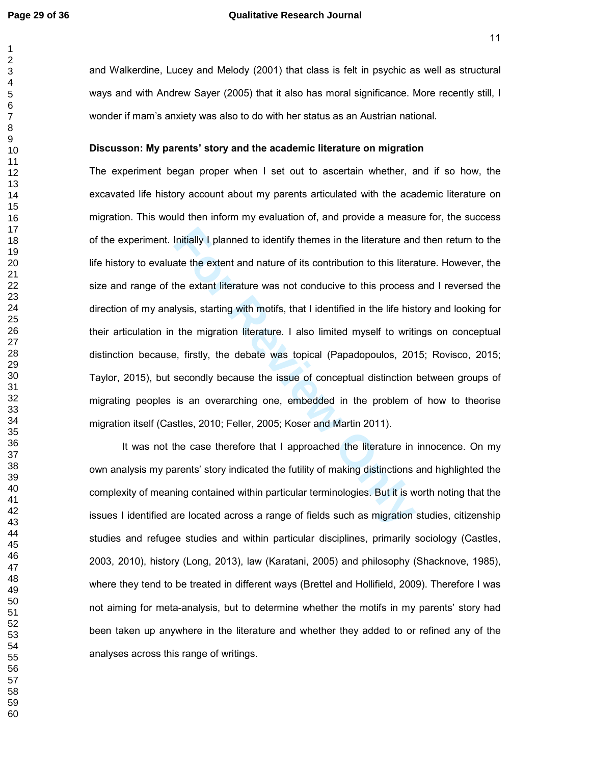and Walkerdine, Lucey and Melody (2001) that class is felt in psychic as well as structural ways and with Andrew Sayer (2005) that it also has moral significance. More recently still, I wonder if mam's anxiety was also to do with her status as an Austrian national.

**Discusson: My parents' story and the academic literature on migration**

The experiment began proper when I set out to ascertain whether, and if so how, the excavated life history account about my parents articulated with the academic literature on migration. This would then inform my evaluation of, and provide a measure for, the success of the experiment. Initially I planned to identify themes in the literature and then return to the life history to evaluate the extent and nature of its contribution to this literature. However, the size and range of the extant literature was not conducive to this process and I reversed the direction of my analysis, starting with motifs, that I identified in the life history and looking for their articulation in the migration literature. I also limited myself to writings on conceptual distinction because, firstly, the debate was topical (Papadopoulos, 2015; Rovisco, 2015; Taylor, 2015), but secondly because the issue of conceptual distinction between groups of migrating peoples is an overarching one, embedded in the problem of how to theorise migration itself (Castles, 2010; Feller, 2005; Koser and Martin 2011).

It was not the case therefore that I approached the literature in innocence. On my own analysis my parents' story indicated the futility of making distinctions and highlighted the complexity of meaning contained within particular terminologies. But it is worth noting that the issues I identified are located across a range of fields such as migration studies, citizenship studies and refugee studies and within particular disciplines, primarily sociology (Castles, 2003, 2010), history (Long, 2013), law (Karatani, 2005) and philosophy (Shacknove, 1985), where they tend to be treated in different ways (Brettel and Hollifield, 2009). Therefore I was not aiming for meta-analysis, but to determine whether the motifs in my parents' story had been taken up anywhere in the literature and whether they added to or refined any of the analyses across this range of writings.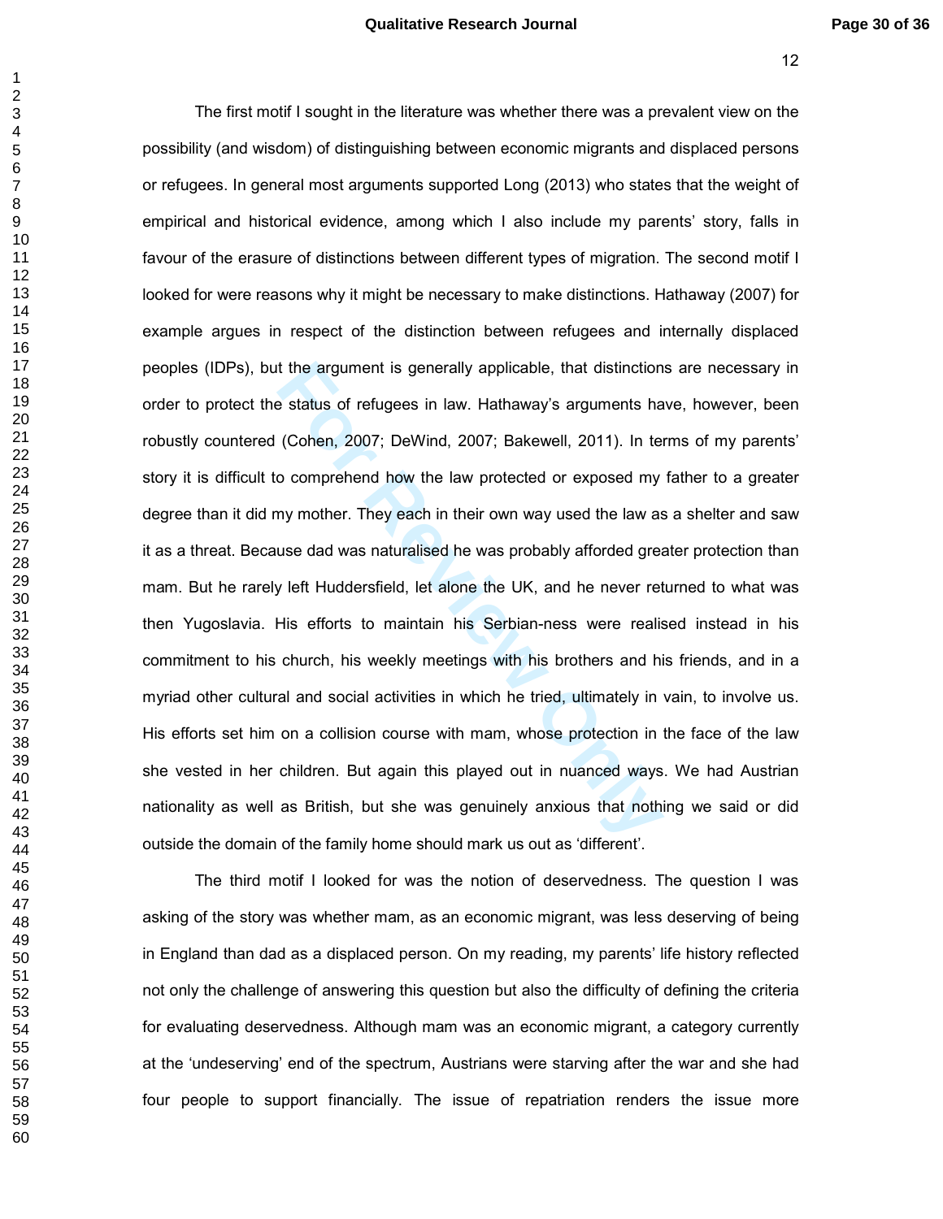The first motif I sought in the literature was whether there was a prevalent view on the possibility (and wisdom) of distinguishing between economic migrants and displaced persons or refugees. In general most arguments supported Long (2013) who states that the weight of empirical and historical evidence, among which I also include my parents' story, falls in favour of the erasure of distinctions between different types of migration. The second motif I looked for were reasons why it might be necessary to make distinctions. Hathaway (2007) for example argues in respect of the distinction between refugees and internally displaced peoples (IDPs), but the argument is generally applicable, that distinctions are necessary in order to protect the status of refugees in law. Hathaway's arguments have, however, been robustly countered (Cohen, 2007; DeWind, 2007; Bakewell, 2011). In terms of my parents' story it is difficult to comprehend how the law protected or exposed my father to a greater degree than it did my mother. They each in their own way used the law as a shelter and saw it as a threat. Because dad was naturalised he was probably afforded greater protection than mam. But he rarely left Huddersfield, let alone the UK, and he never returned to what was then Yugoslavia. His efforts to maintain his Serbian-ness were realised instead in his commitment to his church, his weekly meetings with his brothers and his friends, and in a myriad other cultural and social activities in which he tried, ultimately in vain, to involve us. His efforts set him on a collision course with mam, whose protection in the face of the law she vested in her children. But again this played out in nuanced ways. We had Austrian nationality as well as British, but she was genuinely anxious that nothing we said or did outside the domain of the family home should mark us out as 'different'.

The third motif I looked for was the notion of deservedness. The question I was asking of the story was whether mam, as an economic migrant, was less deserving of being in England than dad as a displaced person. On my reading, my parents' life history reflected not only the challenge of answering this question but also the difficulty of defining the criteria for evaluating deservedness. Although mam was an economic migrant, a category currently at the 'undeserving' end of the spectrum, Austrians were starving after the war and she had four people to support financially. The issue of repatriation renders the issue more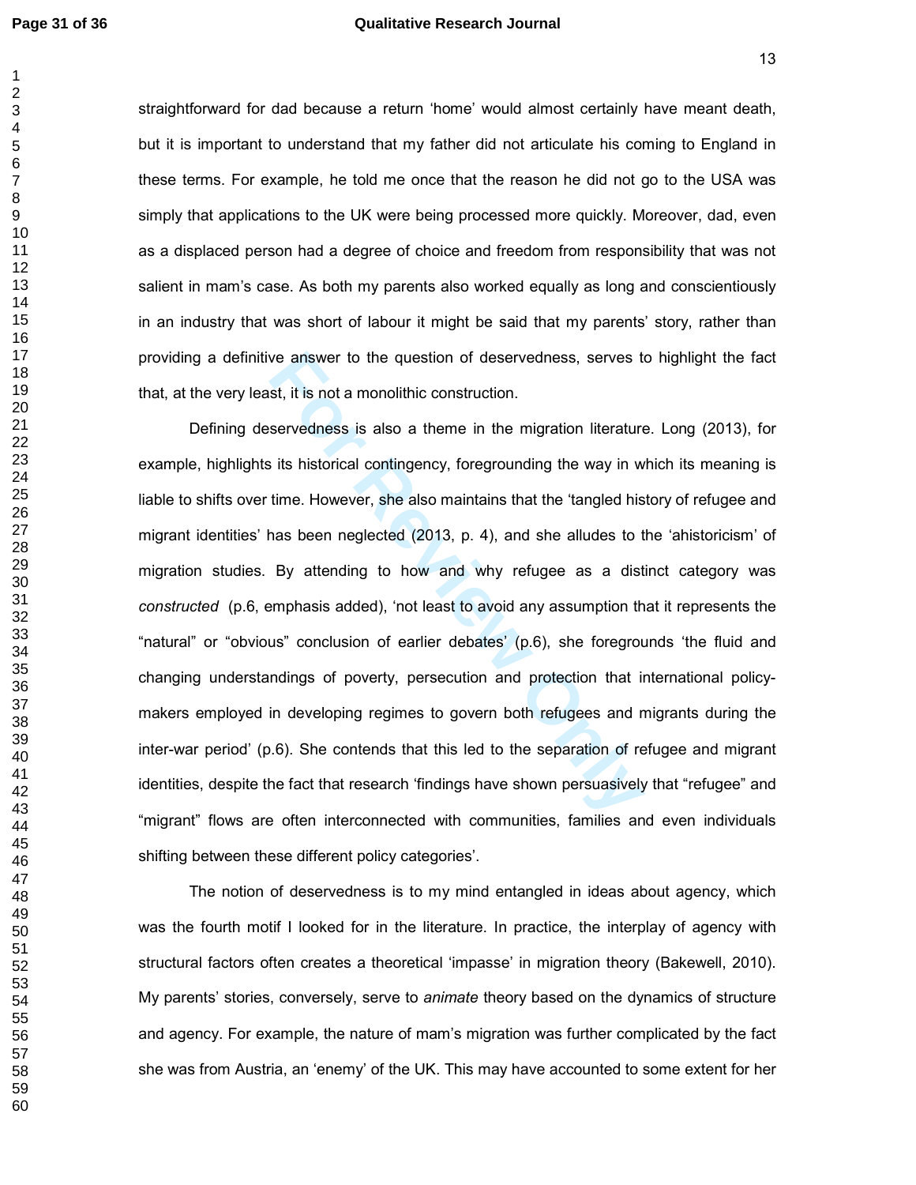straightforward for dad because a return 'home' would almost certainly have meant death, but it is important to understand that my father did not articulate his coming to England in these terms. For example, he told me once that the reason he did not go to the USA was simply that applications to the UK were being processed more quickly. Moreover, dad, even as a displaced person had a degree of choice and freedom from responsibility that was not salient in mam's case. As both my parents also worked equally as long and conscientiously in an industry that was short of labour it might be said that my parents' story, rather than providing a definitive answer to the question of deservedness, serves to highlight the fact that, at the very least, it is not a monolithic construction.

Defining deservedness is also a theme in the migration literature. Long (2013), for example, highlights its historical contingency, foregrounding the way in which its meaning is liable to shifts over time. However, she also maintains that the 'tangled history of refugee and migrant identities' has been neglected (2013, p. 4), and she alludes to the 'ahistoricism' of migration studies. By attending to how and why refugee as a distinct category was *constructed* (p.6, emphasis added), 'not least to avoid any assumption that it represents the "natural" or "obvious" conclusion of earlier debates' (p.6), she foregrounds 'the fluid and changing understandings of poverty, persecution and protection that international policy-makers employed in developing regimes to govern both refugees and migrants during the inter-war period' (p.6). She contends that this led to the separation of refugee and migrant identities, despite the fact that research 'findings have shown persuasively that "refugee" and "migrant" flows are often interconnected with communities, families and even individuals shifting between these different policy categories'.

The notion of deservedness is to my mind entangled in ideas about agency, which was the fourth motif I looked for in the literature. In practice, the interplay of agency with structural factors often creates a theoretical 'impasse' in migration theory (Bakewell, 2010). My parents' stories, conversely, serve to *animate* theory based on the dynamics of structure and agency. For example, the nature of mam's migration was further complicated by the fact she was from Austria, an 'enemy' of the UK. This may have accounted to some extent for her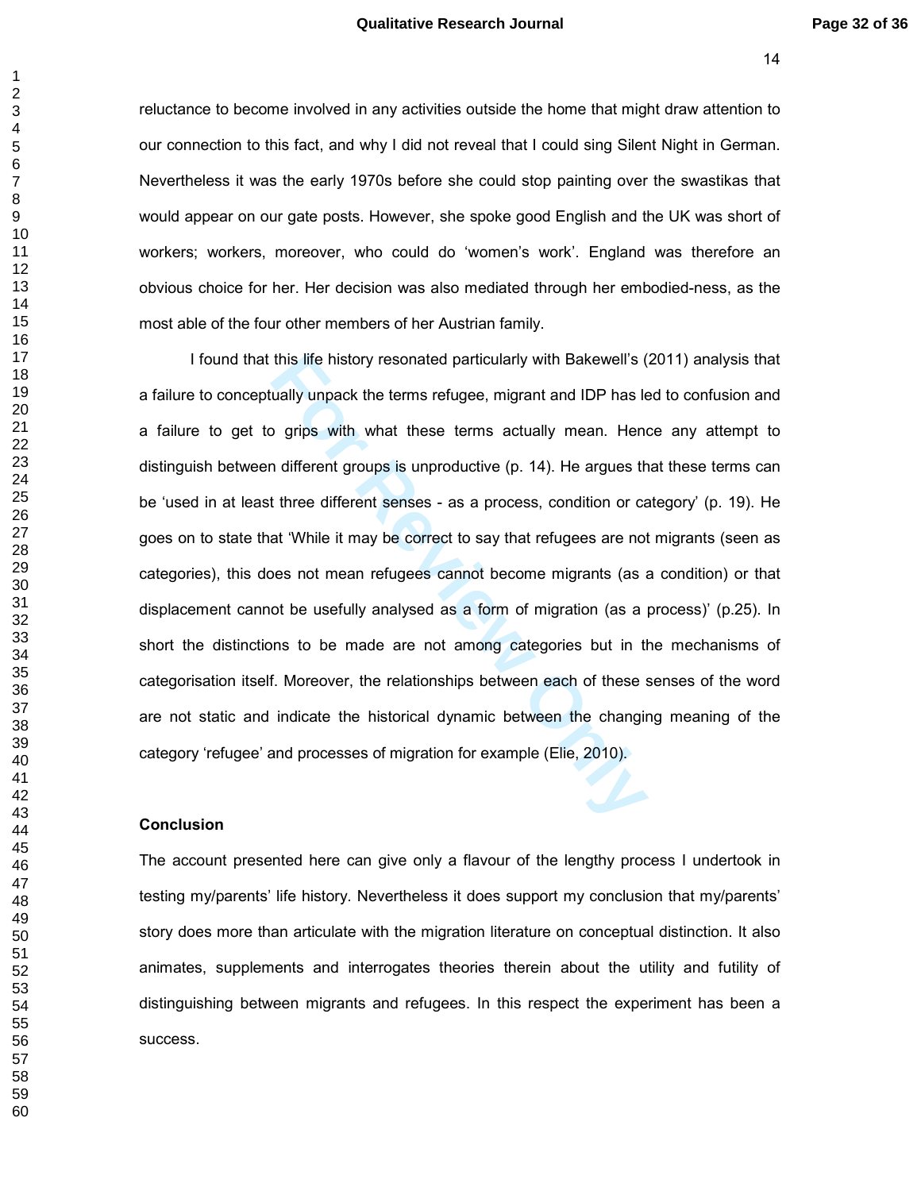reluctance to become involved in any activities outside the home that might draw attention to our connection to this fact, and why I did not reveal that I could sing Silent Night in German. Nevertheless it was the early 1970s before she could stop painting over the swastikas that would appear on our gate posts. However, she spoke good English and the UK was short of workers; workers, moreover, who could do 'women's work'. England was therefore an obvious choice for her. Her decision was also mediated through her embodied-ness, as the most able of the four other members of her Austrian family.

I found that this life history resonated particularly with Bakewell's (2011) analysis that a failure to conceptually unpack the terms refugee, migrant and IDP has led to confusion and a failure to get to grips with what these terms actually mean. Hence any attempt to distinguish between different groups is unproductive (p. 14). He argues that these terms can be 'used in at least three different senses - as a process, condition or category' (p. 19). He goes on to state that 'While it may be correct to say that refugees are not migrants (seen as categories), this does not mean refugees cannot become migrants (as a condition) or that displacement cannot be usefully analysed as a form of migration (as a process)' (p.25). In short the distinctions to be made are not among categories but in the mechanisms of categorisation itself. Moreover, the relationships between each of these senses of the word are not static and indicate the historical dynamic between the changing meaning of the category 'refugee' and processes of migration for example (Elie, 2010).

**Conclusion**

The account presented here can give only a flavour of the lengthy process I undertook in testing my/parents' life history. Nevertheless it does support my conclusion that my/parents' story does more than articulate with the migration literature on conceptual distinction. It also animates, supplements and interrogates theories therein about the utility and futility of distinguishing between migrants and refugees. In this respect the experiment has been a success.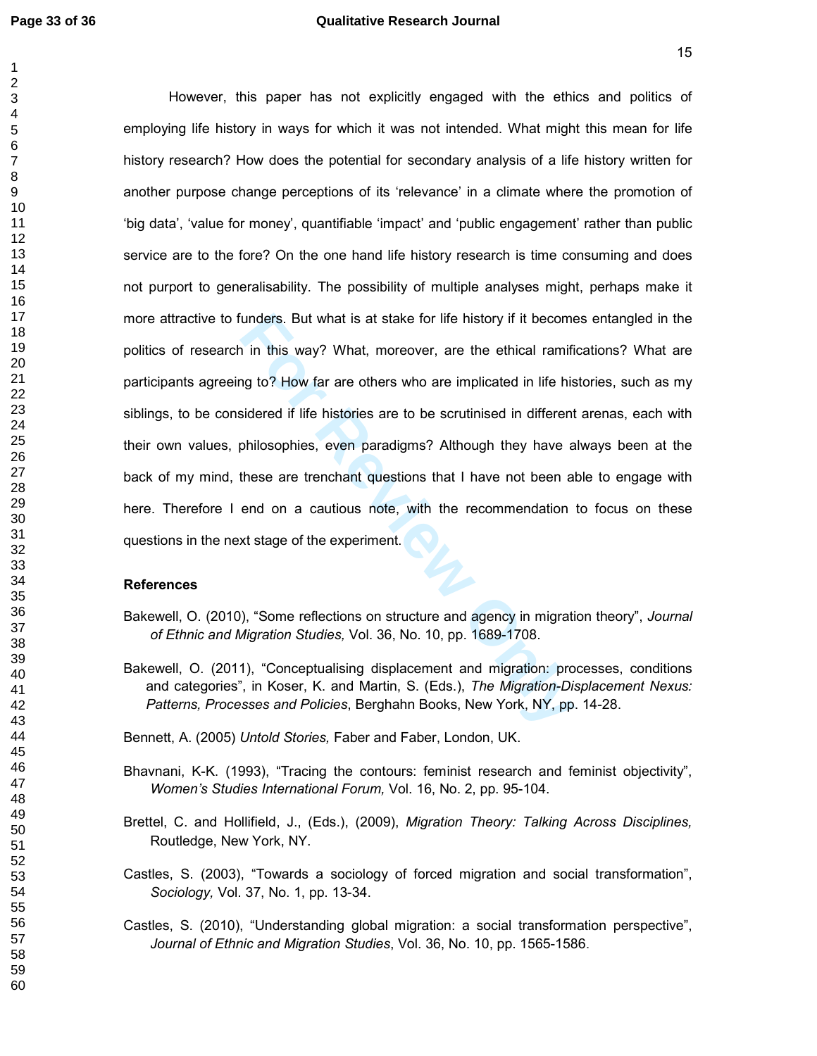However, this paper has not explicitly engaged with the ethics and politics of employing life history in ways for which it was not intended. What might this mean for life history research? How does the potential for secondary analysis of a life history written for another purpose change perceptions of its 'relevance' in a climate where the promotion of 'big data', 'value for money', quantifiable 'impact' and 'public engagement' rather than public service are to the fore? On the one hand life history research is time consuming and does not purport to generalisability. The possibility of multiple analyses might, perhaps make it more attractive to funders. But what is at stake for life history if it becomes entangled in the politics of research in this way? What, moreover, are the ethical ramifications? What are participants agreeing to? How far are others who are implicated in life histories, such as my siblings, to be considered if life histories are to be scrutinised in different arenas, each with their own values, philosophies, even paradigms? Although they have always been at the back of my mind, these are trenchant questions that I have not been able to engage with here. Therefore I end on a cautious note, with the recommendation to focus on these questions in the next stage of the experiment.

## References

Bakewell, O. (2010), "Some reflections on structure and agency in migration theory", *Journal of Ethnic and Migration Studies,* Vol. 36, No. 10, pp. 1689-1708.

Bakewell, O. (2011), "Conceptualising displacement and migration: processes, conditions and categories", in Koser, K. and Martin, S. (Eds.), *The Migration-Displacement Nexus: Patterns, Processes and Policies*, Berghahn Books, New York, NY, pp. 14-28.

Bennett, A. (2005) *Untold Stories,* Faber and Faber, London, UK.

Bhavnani, K-K. (1993), "Tracing the contours: feminist research and feminist objectivity", *Women's Studies International Forum,* Vol. 16, No. 2, pp. 95-104.

Brettel, C. and Hollifield, J., (Eds.), (2009), *Migration Theory: Talking Across Disciplines,* Routledge, New York, NY.

Castles, S. (2003), "Towards a sociology of forced migration and social transformation", *Sociology,* Vol. 37, No. 1, pp. 13-34.

Castles, S. (2010), "Understanding global migration: a social transformation perspective", *Journal of Ethnic and Migration Studies*, Vol. 36, No. 10, pp. 1565-1586.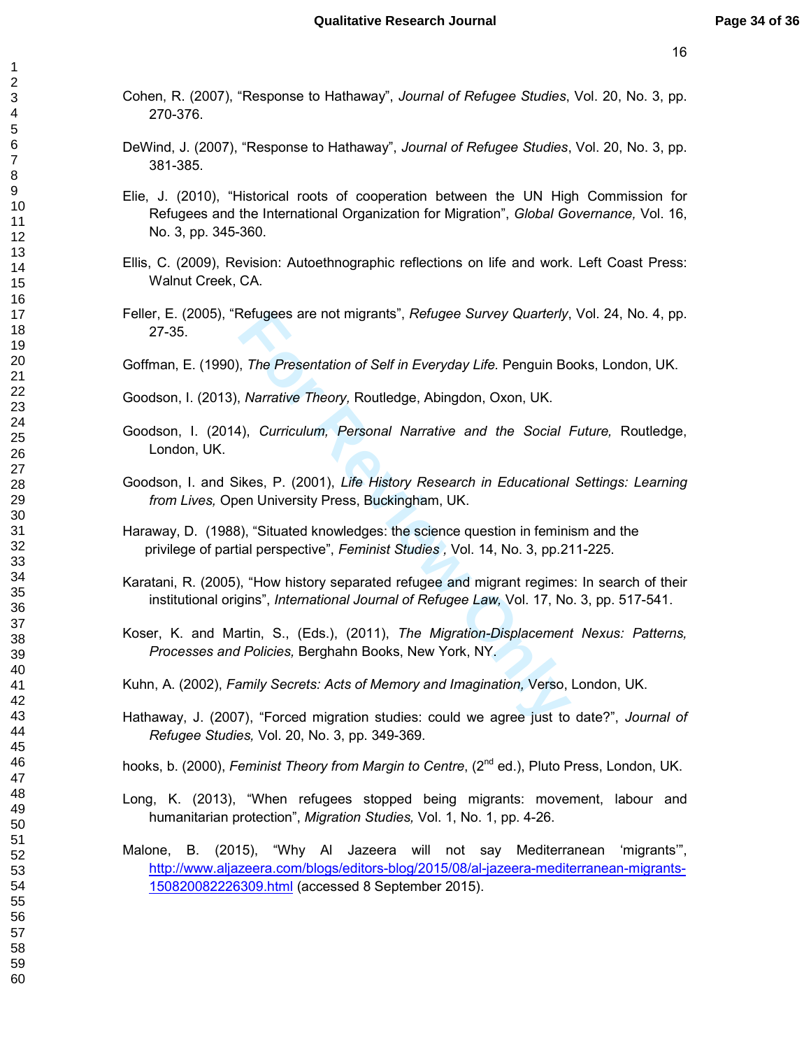Cohen, R. (2007), “Response to Hathaway”, *Journal of Refugee Studies*, Vol. 20, No. 3, pp. 270-376.

DeWind, J. (2007), “Response to Hathaway”, *Journal of Refugee Studies*, Vol. 20, No. 3, pp. 381-385.

Elie, J. (2010), “Historical roots of cooperation between the UN High Commission for Refugees and the International Organization for Migration”, *Global Governance,* Vol. 16, No. 3, pp. 345-360.

Ellis, C. (2009), Revision: Autoethnographic reflections on life and work. Left Coast Press: Walnut Creek, CA.

Feller, E. (2005), “Refugees are not migrants”, *Refugee Survey Quarterly*, Vol. 24, No. 4, pp. 27-35.

Goffman, E. (1990), *The Presentation of Self in Everyday Life.* Penguin Books, London, UK.

Goodson, I. (2013), *Narrative Theory,* Routledge, Abingdon, Oxon, UK.

Goodson, I. (2014), *Curriculum, Personal Narrative and the Social Future,* Routledge, London, UK.

Goodson, I. and Sikes, P. (2001), *Life History Research in Educational Settings: Learning from Lives,* Open University Press, Buckingham, UK.

Haraway, D. (1988), “Situated knowledges: the science question in feminism and the privilege of partial perspective”, *Feminist Studies ,* Vol. 14, No. 3, pp.211-225.

Karatani, R. (2005), “How history separated refugee and migrant regimes: In search of their institutional origins”, *International Journal of Refugee Law,* Vol. 17, No. 3, pp. 517-541.

Koser, K. and Martin, S., (Eds.), (2011), *The Migration-Displacement Nexus: Patterns, Processes and Policies,* Berghahn Books, New York, NY.

Kuhn, A. (2002), *Family Secrets: Acts of Memory and Imagination,* Verso, London, UK.

Hathaway, J. (2007), “Forced migration studies: could we agree just to date?”, *Journal of Refugee Studies,* Vol. 20, No. 3, pp. 349-369.

hooks, b. (2000), *Feminist Theory from Margin to Centre*, (2nd ed.), Pluto Press, London, UK.

Long, K. (2013), “When refugees stopped being migrants: movement, labour and humanitarian protection”, *Migration Studies,* Vol. 1, No. 1, pp. 4-26.

Malone, B. (2015), “Why Al Jazeera will not say Mediterranean ‘migrants’”, http://www.aljazeera.com/blogs/editors-blog/2015/08/al-jazeera-mediterranean-migrants-150820082226309.html (accessed 8 September 2015).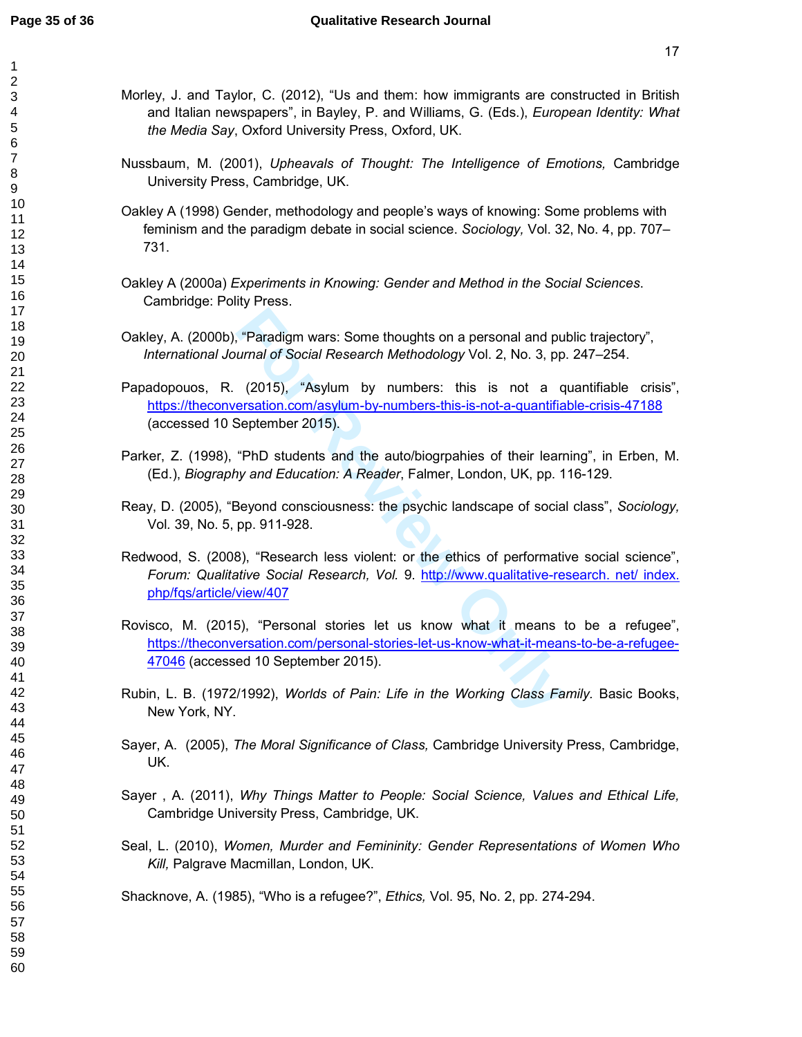Morley, J. and Taylor, C. (2012), "Us and them: how immigrants are constructed in British and Italian newspapers", in Bayley, P. and Williams, G. (Eds.), *European Identity: What the Media Say*, Oxford University Press, Oxford, UK.

Nussbaum, M. (2001), *Upheavals of Thought: The Intelligence of Emotions,* Cambridge University Press, Cambridge, UK.

Oakley A (1998) Gender, methodology and people's ways of knowing: Some problems with feminism and the paradigm debate in social science. *Sociology,* Vol. 32, No. 4, pp. 707–731.

Oakley A (2000a) *Experiments in Knowing: Gender and Method in the Social Sciences*. Cambridge: Polity Press.

Oakley, A. (2000b), "Paradigm wars: Some thoughts on a personal and public trajectory", *International Journal of Social Research Methodology* Vol. 2, No. 3, pp. 247–254.

Papadopouos, R. (2015), "Asylum by numbers: this is not a quantifiable crisis", https://theconversation.com/asylum-by-numbers-this-is-not-a-quantifiable-crisis-47188 (accessed 10 September 2015).

Parker, Z. (1998), "PhD students and the auto/biogrpahies of their learning", in Erben, M. (Ed.), *Biography and Education: A Reader*, Falmer, London, UK, pp. 116-129.

Reay, D. (2005), "Beyond consciousness: the psychic landscape of social class", *Sociology,* Vol. 39, No. 5, pp. 911-928.

Redwood, S. (2008), "Research less violent: or the ethics of performative social science", *Forum: Qualitative Social Research, Vol.* 9. http://www.qualitative-research. net/ index. php/fqs/article/view/407

Rovisco, M. (2015), "Personal stories let us know what it means to be a refugee", https://theconversation.com/personal-stories-let-us-know-what-it-means-to-be-a-refugee-47046 (accessed 10 September 2015).

Rubin, L. B. (1972/1992), *Worlds of Pain: Life in the Working Class Family.* Basic Books, New York, NY.

Sayer, A. (2005), *The Moral Significance of Class,* Cambridge University Press, Cambridge, UK.

Sayer , A. (2011), *Why Things Matter to People: Social Science, Values and Ethical Life,* Cambridge University Press, Cambridge, UK.

Seal, L. (2010), *Women, Murder and Femininity: Gender Representations of Women Who Kill,* Palgrave Macmillan, London, UK.

Shacknove, A. (1985), "Who is a refugee?", *Ethics,* Vol. 95, No. 2, pp. 274-294.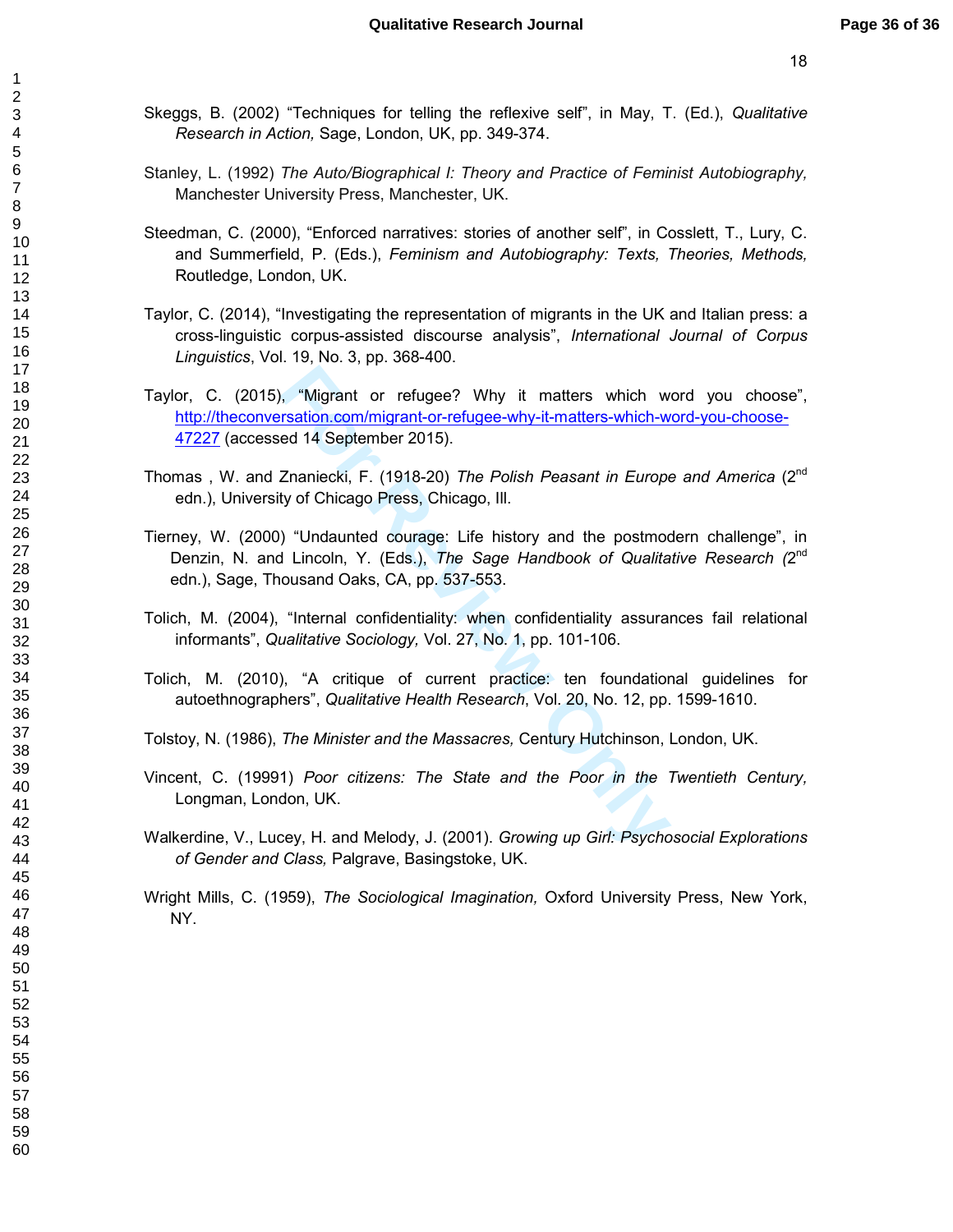Skeggs, B. (2002) “Techniques for telling the reflexive self”, in May, T. (Ed.), *Qualitative Research in Action,* Sage, London, UK, pp. 349-374.

Stanley, L. (1992) *The Auto/Biographical I: Theory and Practice of Feminist Autobiography,* Manchester University Press, Manchester, UK.

Steedman, C. (2000), “Enforced narratives: stories of another self”, in Cosslett, T., Lury, C. and Summerfield, P. (Eds.), *Feminism and Autobiography: Texts, Theories, Methods,* Routledge, London, UK.

Taylor, C. (2014), “Investigating the representation of migrants in the UK and Italian press: a cross-linguistic corpus-assisted discourse analysis”, *International Journal of Corpus Linguistics*, Vol. 19, No. 3, pp. 368-400.

Taylor, C. (2015), “Migrant or refugee? Why it matters which word you choose”, http://theconversation.com/migrant-or-refugee-why-it-matters-which-word-you-choose-47227 (accessed 14 September 2015).

Thomas , W. and Znaniecki, F. (1918-20) *The Polish Peasant in Europe and America* (2nd edn.), University of Chicago Press, Chicago, Ill.

Tierney, W. (2000) “Undaunted courage: Life history and the postmodern challenge”, in Denzin, N. and Lincoln, Y. (Eds.), *The Sage Handbook of Qualitative Research* (2nd edn.), Sage, Thousand Oaks, CA, pp. 537-553.

Tolich, M. (2004), “Internal confidentiality: when confidentiality assurances fail relational informants”, *Qualitative Sociology,* Vol. 27, No. 1, pp. 101-106.

Tolich, M. (2010), “A critique of current practice: ten foundational guidelines for autoethnographers”, *Qualitative Health Research*, Vol. 20, No. 12, pp. 1599-1610.

Tolstoy, N. (1986), *The Minister and the Massacres,* Century Hutchinson, London, UK.

Vincent, C. (19991) *Poor citizens: The State and the Poor in the Twentieth Century,* Longman, London, UK.

Walkerdine, V., Lucey, H. and Melody, J. (2001). *Growing up Girl: Psychosocial Explorations of Gender and Class,* Palgrave, Basingstoke, UK.

Wright Mills, C. (1959), *The Sociological Imagination,* Oxford University Press, New York, NY.